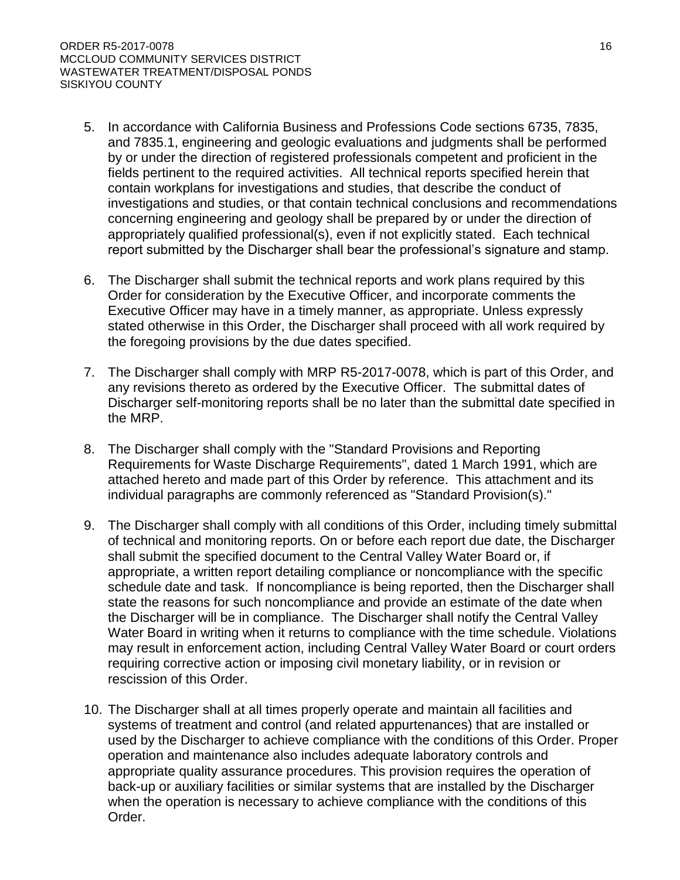5. In accordance with California Business and Professions Code sections 6735, 7835, and 7835.1, engineering and geologic evaluations and judgments shall be performed by or under the direction of registered professionals competent and proficient in the fields pertinent to the required activities. All technical reports specified herein that contain workplans for investigations and studies, that describe the conduct of investigations and studies, or that contain technical conclusions and recommendations concerning engineering and geology shall be prepared by or under the direction of appropriately qualified professional(s), even if not explicitly stated. Each technical report submitted by the Discharger shall bear the professional's signature and stamp.

6. The Discharger shall submit the technical reports and work plans required by this Order for consideration by the Executive Officer, and incorporate comments the Executive Officer may have in a timely manner, as appropriate. Unless expressly stated otherwise in this Order, the Discharger shall proceed with all work required by the foregoing provisions by the due dates specified.

7. The Discharger shall comply with MRP R5-2017-0078, which is part of this Order, and any revisions thereto as ordered by the Executive Officer. The submittal dates of Discharger self-monitoring reports shall be no later than the submittal date specified in the MRP.

8. The Discharger shall comply with the "Standard Provisions and Reporting Requirements for Waste Discharge Requirements", dated 1 March 1991, which are attached hereto and made part of this Order by reference. This attachment and its individual paragraphs are commonly referenced as "Standard Provision(s)."

9. The Discharger shall comply with all conditions of this Order, including timely submittal of technical and monitoring reports. On or before each report due date, the Discharger shall submit the specified document to the Central Valley Water Board or, if appropriate, a written report detailing compliance or noncompliance with the specific schedule date and task. If noncompliance is being reported, then the Discharger shall state the reasons for such noncompliance and provide an estimate of the date when the Discharger will be in compliance. The Discharger shall notify the Central Valley Water Board in writing when it returns to compliance with the time schedule. Violations may result in enforcement action, including Central Valley Water Board or court orders requiring corrective action or imposing civil monetary liability, or in revision or rescission of this Order.

10. The Discharger shall at all times properly operate and maintain all facilities and systems of treatment and control (and related appurtenances) that are installed or used by the Discharger to achieve compliance with the conditions of this Order. Proper operation and maintenance also includes adequate laboratory controls and appropriate quality assurance procedures. This provision requires the operation of back-up or auxiliary facilities or similar systems that are installed by the Discharger when the operation is necessary to achieve compliance with the conditions of this Order.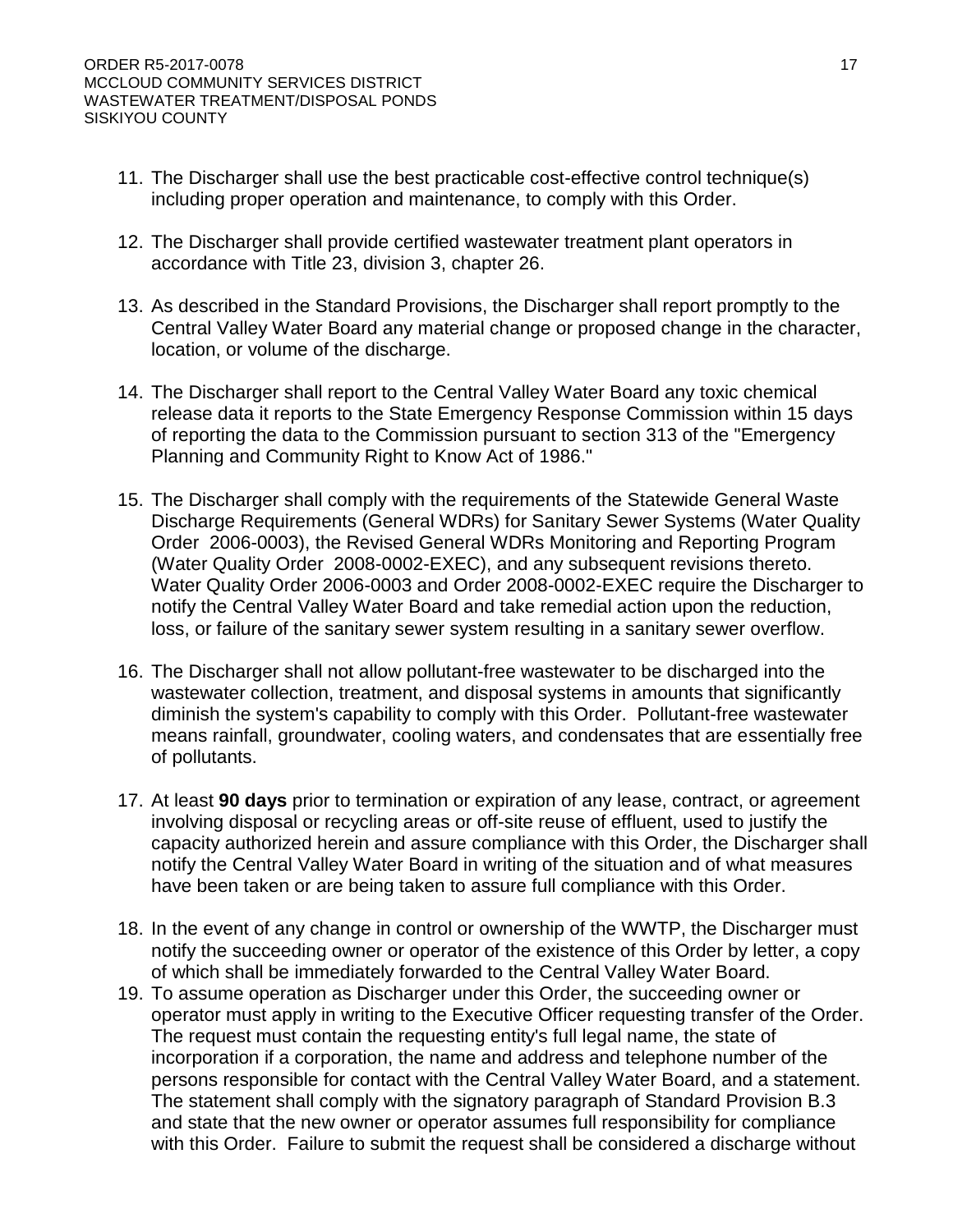11. The Discharger shall use the best practicable cost-effective control technique(s) including proper operation and maintenance, to comply with this Order.

12. The Discharger shall provide certified wastewater treatment plant operators in accordance with Title 23, division 3, chapter 26.

13. As described in the Standard Provisions, the Discharger shall report promptly to the Central Valley Water Board any material change or proposed change in the character, location, or volume of the discharge.

14. The Discharger shall report to the Central Valley Water Board any toxic chemical release data it reports to the State Emergency Response Commission within 15 days of reporting the data to the Commission pursuant to section 313 of the "Emergency Planning and Community Right to Know Act of 1986."

15. The Discharger shall comply with the requirements of the Statewide General Waste Discharge Requirements (General WDRs) for Sanitary Sewer Systems (Water Quality Order 2006-0003), the Revised General WDRs Monitoring and Reporting Program (Water Quality Order 2008-0002-EXEC), and any subsequent revisions thereto. Water Quality Order 2006-0003 and Order 2008-0002-EXEC require the Discharger to notify the Central Valley Water Board and take remedial action upon the reduction, loss, or failure of the sanitary sewer system resulting in a sanitary sewer overflow.

16. The Discharger shall not allow pollutant-free wastewater to be discharged into the wastewater collection, treatment, and disposal systems in amounts that significantly diminish the system's capability to comply with this Order. Pollutant-free wastewater means rainfall, groundwater, cooling waters, and condensates that are essentially free of pollutants.

17. At least **90 days** prior to termination or expiration of any lease, contract, or agreement involving disposal or recycling areas or off-site reuse of effluent, used to justify the capacity authorized herein and assure compliance with this Order, the Discharger shall notify the Central Valley Water Board in writing of the situation and of what measures have been taken or are being taken to assure full compliance with this Order.

18. In the event of any change in control or ownership of the WWTP, the Discharger must notify the succeeding owner or operator of the existence of this Order by letter, a copy of which shall be immediately forwarded to the Central Valley Water Board.

19. To assume operation as Discharger under this Order, the succeeding owner or operator must apply in writing to the Executive Officer requesting transfer of the Order. The request must contain the requesting entity's full legal name, the state of incorporation if a corporation, the name and address and telephone number of the persons responsible for contact with the Central Valley Water Board, and a statement. The statement shall comply with the signatory paragraph of Standard Provision B.3 and state that the new owner or operator assumes full responsibility for compliance with this Order. Failure to submit the request shall be considered a discharge without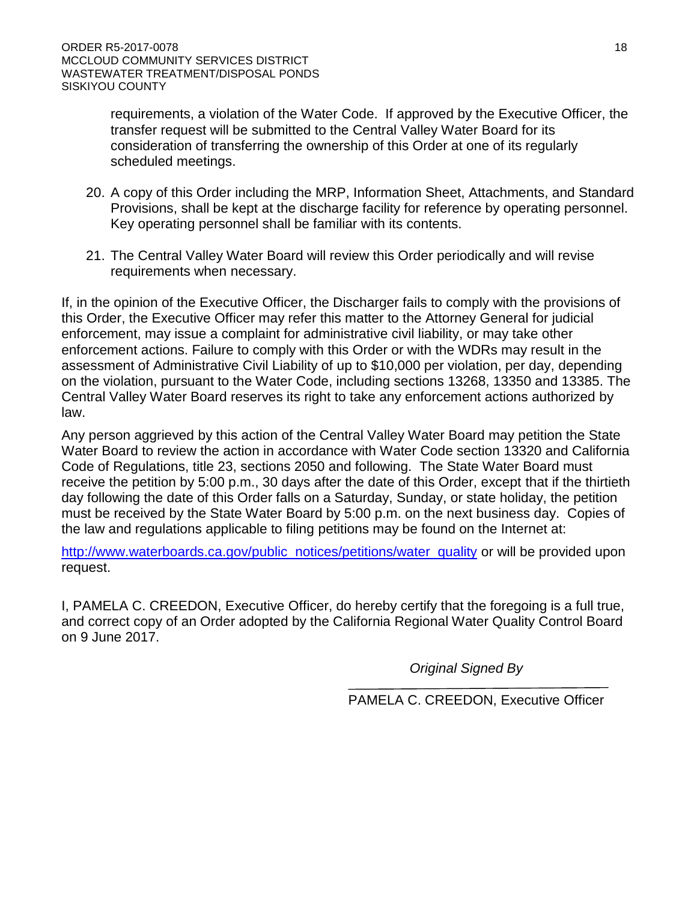requirements, a violation of the Water Code. If approved by the Executive Officer, the transfer request will be submitted to the Central Valley Water Board for its consideration of transferring the ownership of this Order at one of its regularly scheduled meetings.

20. A copy of this Order including the MRP, Information Sheet, Attachments, and Standard Provisions, shall be kept at the discharge facility for reference by operating personnel. Key operating personnel shall be familiar with its contents.

21. The Central Valley Water Board will review this Order periodically and will revise requirements when necessary.

If, in the opinion of the Executive Officer, the Discharger fails to comply with the provisions of this Order, the Executive Officer may refer this matter to the Attorney General for judicial enforcement, may issue a complaint for administrative civil liability, or may take other enforcement actions. Failure to comply with this Order or with the WDRs may result in the assessment of Administrative Civil Liability of up to $10,000 per violation, per day, depending on the violation, pursuant to the Water Code, including sections 13268, 13350 and 13385. The Central Valley Water Board reserves its right to take any enforcement actions authorized by law.

Any person aggrieved by this action of the Central Valley Water Board may petition the State Water Board to review the action in accordance with Water Code section 13320 and California Code of Regulations, title 23, sections 2050 and following. The State Water Board must receive the petition by 5:00 p.m., 30 days after the date of this Order, except that if the thirtieth day following the date of this Order falls on a Saturday, Sunday, or state holiday, the petition must be received by the State Water Board by 5:00 p.m. on the next business day. Copies of the law and regulations applicable to filing petitions may be found on the Internet at:

http://www.waterboards.ca.gov/public_notices/petitions/water_quality or will be provided upon request.

I, PAMELA C. CREEDON, Executive Officer, do hereby certify that the foregoing is a full true, and correct copy of an Order adopted by the California Regional Water Quality Control Board on 9 June 2017.

*Original Signed By*

PAMELA C. CREEDON, Executive Officer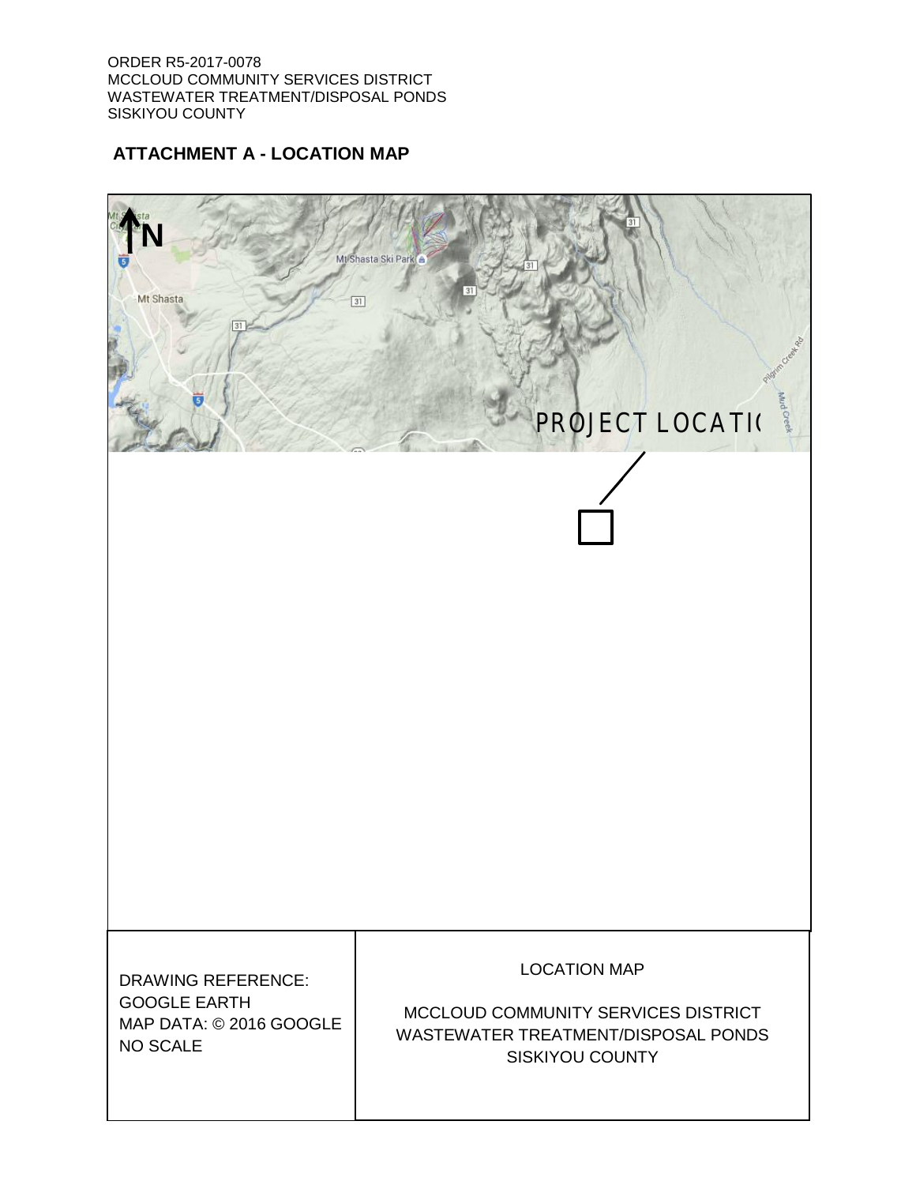## ATTACHMENT A - LOCATION MAP

N

Mt Shasta

Mt Shasta Ski Park

PROJECT LOCATI(

| DRAWING REFERENCE: GOOGLE EARTH MAP DATA: © 2016 GOOGLE NO SCALE | LOCATION MAP<br><br>MCCLOUD COMMUNITY SERVICES DISTRICT WASTEWATER TREATMENT/DISPOSAL PONDS SISKIYOU COUNTY |
| --- | --- |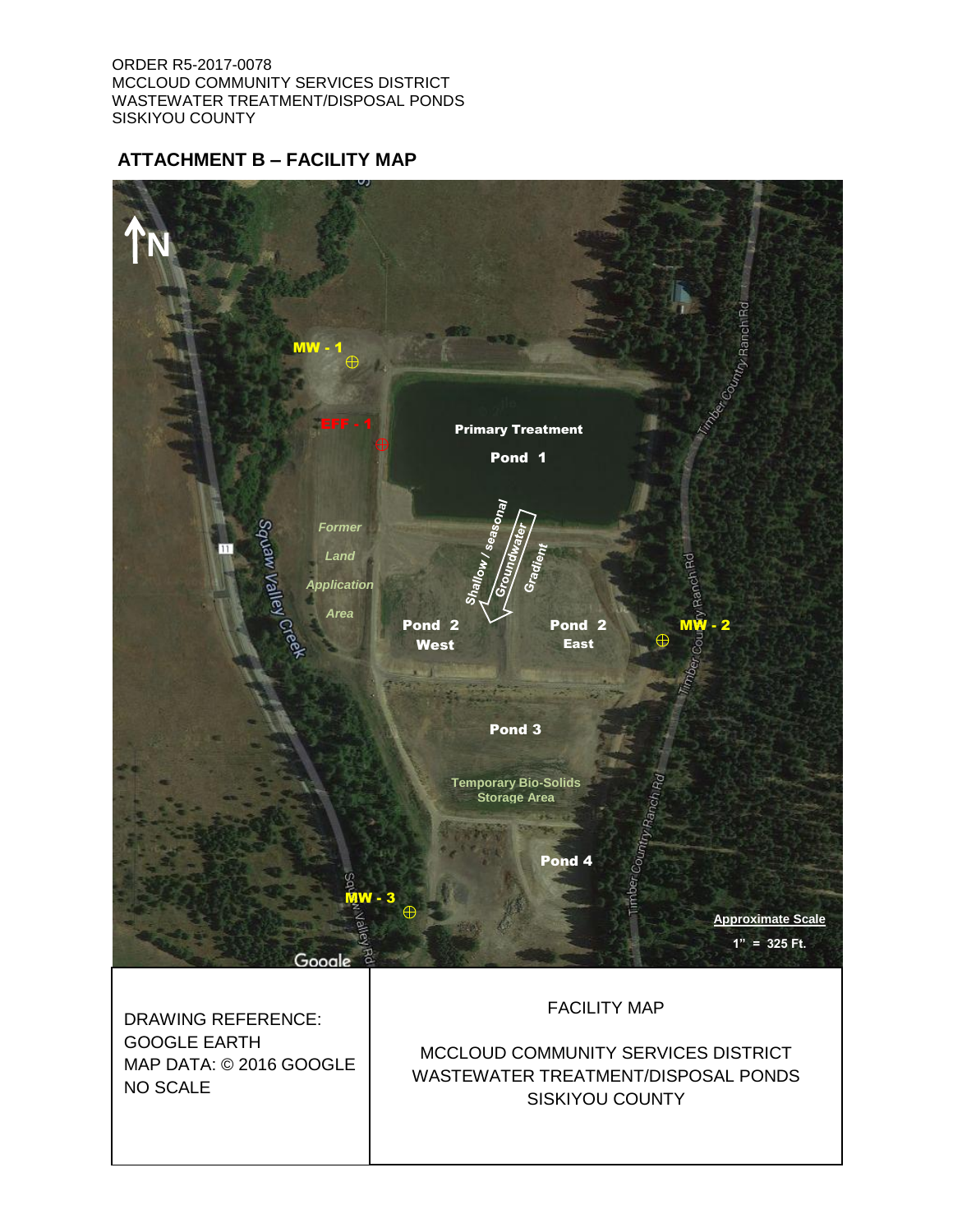ORDER R5-2017-0078
MCCLOUD COMMUNITY SERVICES DISTRICT
WASTEWATER TREATMENT/DISPOSAL PONDS
SISKIYOU COUNTY

## ATTACHMENT B – FACILITY MAP

N

MW - 1

EFF - 1

Primary Treatment

Pond 1

Former Land Application Area

Shallow / seasonal Groundwater Gradient

Pond 2 West

Pond 2 East

MW - 2

Pond 3

Temporary Bio-Solids Storage Area

Pond 4

MW - 3

Squaw Valley Creek

Squaw Valley Rd

Timber Country Ranch Rd

Approximate Scale
1" = 325 Ft.

| DRAWING REFERENCE: GOOGLE EARTH MAP DATA: © 2016 GOOGLE NO SCALE | FACILITY MAP<br><br>MCCLOUD COMMUNITY SERVICES DISTRICT WASTEWATER TREATMENT/DISPOSAL PONDS SISKIYOU COUNTY |
|---|---|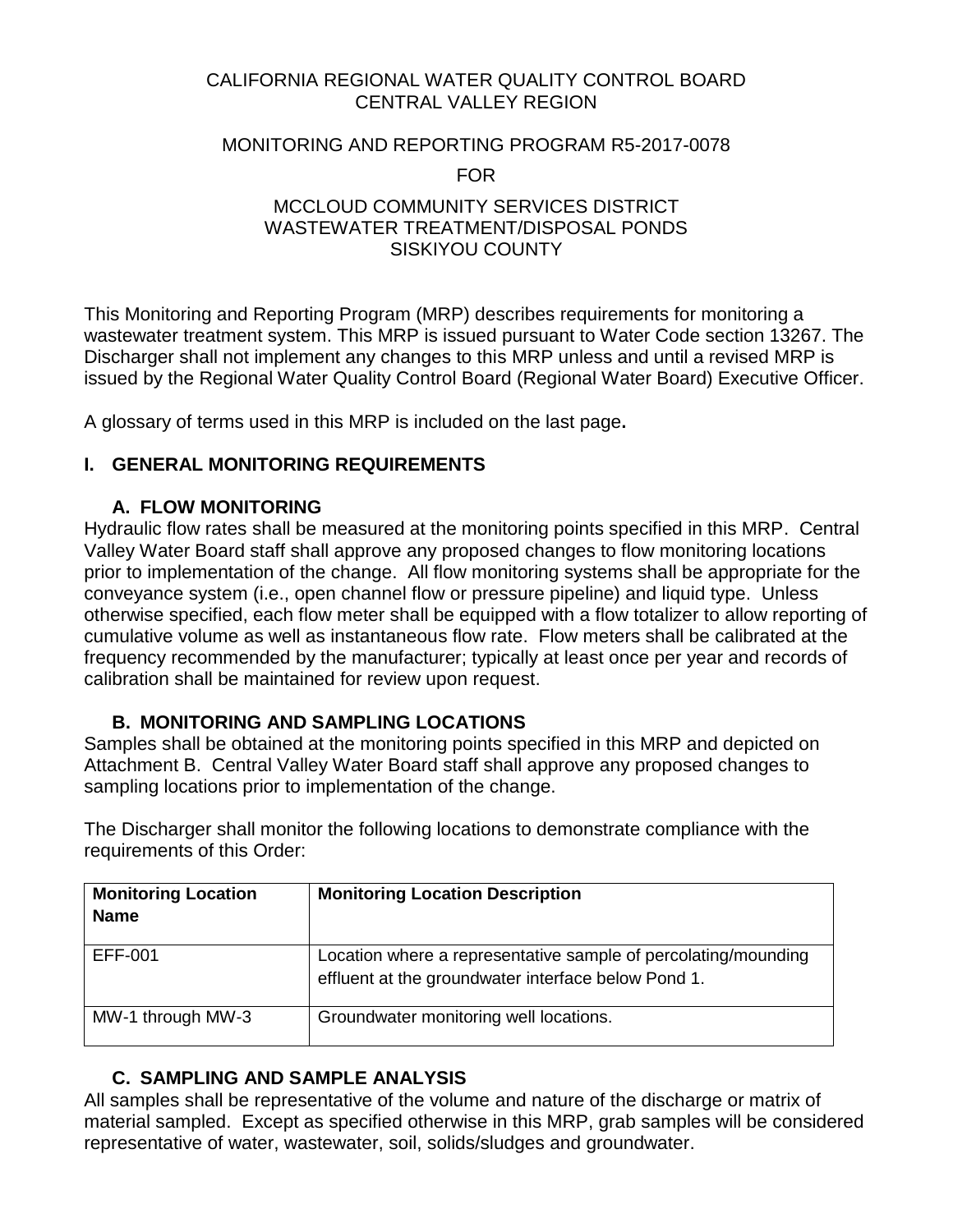CALIFORNIA REGIONAL WATER QUALITY CONTROL BOARD
CENTRAL VALLEY REGION

MONITORING AND REPORTING PROGRAM R5-2017-0078

FOR

MCCLOUD COMMUNITY SERVICES DISTRICT
WASTEWATER TREATMENT/DISPOSAL PONDS
SISKIYOU COUNTY

This Monitoring and Reporting Program (MRP) describes requirements for monitoring a wastewater treatment system. This MRP is issued pursuant to Water Code section 13267. The Discharger shall not implement any changes to this MRP unless and until a revised MRP is issued by the Regional Water Quality Control Board (Regional Water Board) Executive Officer.

A glossary of terms used in this MRP is included on the last page**.**

## I. GENERAL MONITORING REQUIREMENTS

### A. FLOW MONITORING

Hydraulic flow rates shall be measured at the monitoring points specified in this MRP. Central Valley Water Board staff shall approve any proposed changes to flow monitoring locations prior to implementation of the change. All flow monitoring systems shall be appropriate for the conveyance system (i.e., open channel flow or pressure pipeline) and liquid type. Unless otherwise specified, each flow meter shall be equipped with a flow totalizer to allow reporting of cumulative volume as well as instantaneous flow rate. Flow meters shall be calibrated at the frequency recommended by the manufacturer; typically at least once per year and records of calibration shall be maintained for review upon request.

### B. MONITORING AND SAMPLING LOCATIONS

Samples shall be obtained at the monitoring points specified in this MRP and depicted on Attachment B. Central Valley Water Board staff shall approve any proposed changes to sampling locations prior to implementation of the change.

The Discharger shall monitor the following locations to demonstrate compliance with the requirements of this Order:

| Monitoring Location Name | Monitoring Location Description |
|---|---|
| EFF-001 | Location where a representative sample of percolating/mounding effluent at the groundwater interface below Pond 1. |
| MW-1 through MW-3 | Groundwater monitoring well locations. |

### C. SAMPLING AND SAMPLE ANALYSIS

All samples shall be representative of the volume and nature of the discharge or matrix of material sampled. Except as specified otherwise in this MRP, grab samples will be considered representative of water, wastewater, soil, solids/sludges and groundwater.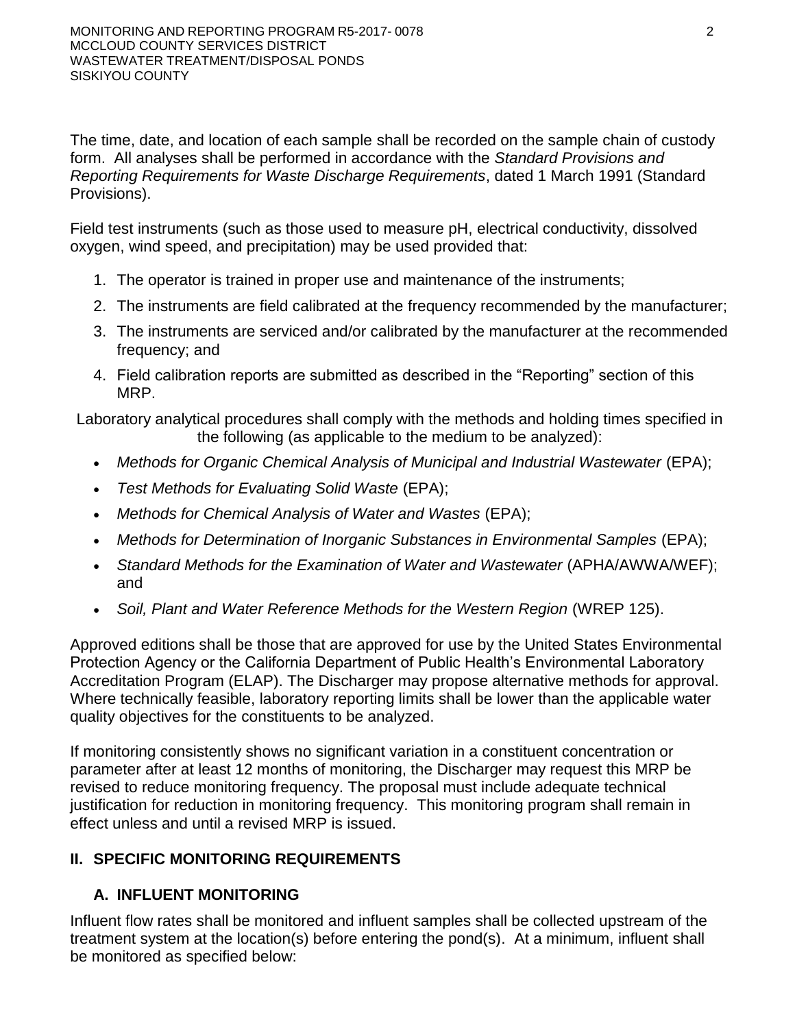The time, date, and location of each sample shall be recorded on the sample chain of custody form. All analyses shall be performed in accordance with the *Standard Provisions and Reporting Requirements for Waste Discharge Requirements*, dated 1 March 1991 (Standard Provisions).

Field test instruments (such as those used to measure pH, electrical conductivity, dissolved oxygen, wind speed, and precipitation) may be used provided that:

1. The operator is trained in proper use and maintenance of the instruments;
2. The instruments are field calibrated at the frequency recommended by the manufacturer;
3. The instruments are serviced and/or calibrated by the manufacturer at the recommended frequency; and
4. Field calibration reports are submitted as described in the "Reporting" section of this MRP.

Laboratory analytical procedures shall comply with the methods and holding times specified in the following (as applicable to the medium to be analyzed):

- *Methods for Organic Chemical Analysis of Municipal and Industrial Wastewater* (EPA);
- *Test Methods for Evaluating Solid Waste* (EPA);
- *Methods for Chemical Analysis of Water and Wastes* (EPA);
- *Methods for Determination of Inorganic Substances in Environmental Samples* (EPA);
- *Standard Methods for the Examination of Water and Wastewater* (APHA/AWWA/WEF); and
- *Soil, Plant and Water Reference Methods for the Western Region* (WREP 125).

Approved editions shall be those that are approved for use by the United States Environmental Protection Agency or the California Department of Public Health's Environmental Laboratory Accreditation Program (ELAP). The Discharger may propose alternative methods for approval. Where technically feasible, laboratory reporting limits shall be lower than the applicable water quality objectives for the constituents to be analyzed.

If monitoring consistently shows no significant variation in a constituent concentration or parameter after at least 12 months of monitoring, the Discharger may request this MRP be revised to reduce monitoring frequency. The proposal must include adequate technical justification for reduction in monitoring frequency. This monitoring program shall remain in effect unless and until a revised MRP is issued.

## II. SPECIFIC MONITORING REQUIREMENTS

### A. INFLUENT MONITORING

Influent flow rates shall be monitored and influent samples shall be collected upstream of the treatment system at the location(s) before entering the pond(s). At a minimum, influent shall be monitored as specified below: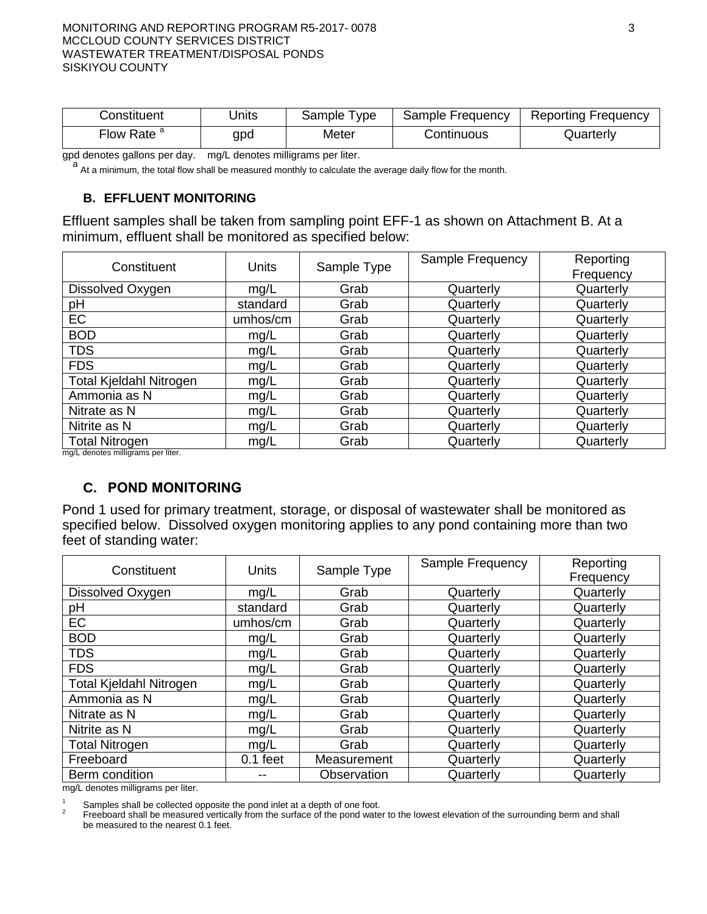| Constituent | Units | Sample Type | Sample Frequency | Reporting Frequency |
|---|---|---|---|---|
| Flow Rate [a] | gpd | Meter | Continuous | Quarterly |

gpd denotes gallons per day. mg/L denotes milligrams per liter.

[a] At a minimum, the total flow shall be measured monthly to calculate the average daily flow for the month.

### B. EFFLUENT MONITORING

Effluent samples shall be taken from sampling point EFF-1 as shown on Attachment B. At a minimum, effluent shall be monitored as specified below:

| Constituent | Units | Sample Type | Sample Frequency | Reporting Frequency |
|---|---|---|---|---|
| Dissolved Oxygen | mg/L | Grab | Quarterly | Quarterly |
| pH | standard | Grab | Quarterly | Quarterly |
| EC | umhos/cm | Grab | Quarterly | Quarterly |
| BOD | mg/L | Grab | Quarterly | Quarterly |
| TDS | mg/L | Grab | Quarterly | Quarterly |
| FDS | mg/L | Grab | Quarterly | Quarterly |
| Total Kjeldahl Nitrogen | mg/L | Grab | Quarterly | Quarterly |
| Ammonia as N | mg/L | Grab | Quarterly | Quarterly |
| Nitrate as N | mg/L | Grab | Quarterly | Quarterly |
| Nitrite as N | mg/L | Grab | Quarterly | Quarterly |
| Total Nitrogen | mg/L | Grab | Quarterly | Quarterly |

mg/L denotes milligrams per liter.

### C. POND MONITORING

Pond 1 used for primary treatment, storage, or disposal of wastewater shall be monitored as specified below. Dissolved oxygen monitoring applies to any pond containing more than two feet of standing water:

| Constituent | Units | Sample Type | Sample Frequency | Reporting Frequency |
|---|---|---|---|---|
| Dissolved Oxygen | mg/L | Grab | Quarterly | Quarterly |
| pH | standard | Grab | Quarterly | Quarterly |
| EC | umhos/cm | Grab | Quarterly | Quarterly |
| BOD | mg/L | Grab | Quarterly | Quarterly |
| TDS | mg/L | Grab | Quarterly | Quarterly |
| FDS | mg/L | Grab | Quarterly | Quarterly |
| Total Kjeldahl Nitrogen | mg/L | Grab | Quarterly | Quarterly |
| Ammonia as N | mg/L | Grab | Quarterly | Quarterly |
| Nitrate as N | mg/L | Grab | Quarterly | Quarterly |
| Nitrite as N | mg/L | Grab | Quarterly | Quarterly |
| Total Nitrogen | mg/L | Grab | Quarterly | Quarterly |
| Freeboard | 0.1 feet | Measurement | Quarterly | Quarterly |
| Berm condition | -- | Observation | Quarterly | Quarterly |

mg/L denotes milligrams per liter.

[1] Samples shall be collected opposite the pond inlet at a depth of one foot.

[2] Freeboard shall be measured vertically from the surface of the pond water to the lowest elevation of the surrounding berm and shall be measured to the nearest 0.1 feet.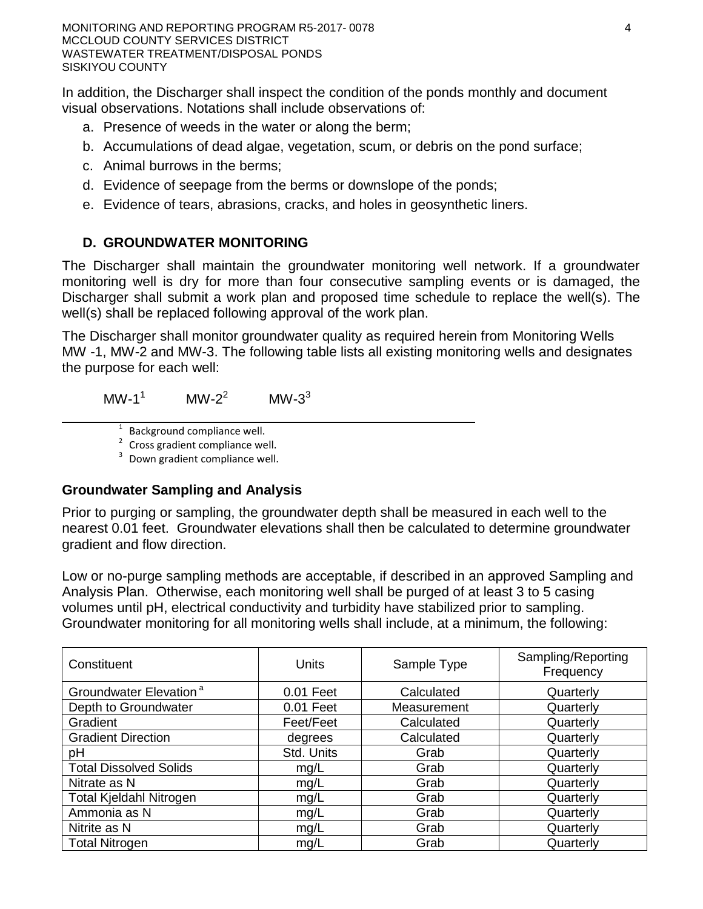In addition, the Discharger shall inspect the condition of the ponds monthly and document visual observations. Notations shall include observations of:

a. Presence of weeds in the water or along the berm;

b. Accumulations of dead algae, vegetation, scum, or debris on the pond surface;

c. Animal burrows in the berms;

d. Evidence of seepage from the berms or downslope of the ponds;

e. Evidence of tears, abrasions, cracks, and holes in geosynthetic liners.

### D. GROUNDWATER MONITORING

The Discharger shall maintain the groundwater monitoring well network. If a groundwater monitoring well is dry for more than four consecutive sampling events or is damaged, the Discharger shall submit a work plan and proposed time schedule to replace the well(s). The well(s) shall be replaced following approval of the work plan.

The Discharger shall monitor groundwater quality as required herein from Monitoring Wells MW -1, MW-2 and MW-3. The following table lists all existing monitoring wells and designates the purpose for each well:

MW-1[1] MW-2[2] MW-3[3]

[1] Background compliance well.
[2] Cross gradient compliance well.
[3] Down gradient compliance well.

**Groundwater Sampling and Analysis**

Prior to purging or sampling, the groundwater depth shall be measured in each well to the nearest 0.01 feet. Groundwater elevations shall then be calculated to determine groundwater gradient and flow direction.

Low or no-purge sampling methods are acceptable, if described in an approved Sampling and Analysis Plan. Otherwise, each monitoring well shall be purged of at least 3 to 5 casing volumes until pH, electrical conductivity and turbidity have stabilized prior to sampling. Groundwater monitoring for all monitoring wells shall include, at a minimum, the following:

| Constituent | Units | Sample Type | Sampling/Reporting Frequency |
|---|---|---|---|
| Groundwater Elevation [a] | 0.01 Feet | Calculated | Quarterly |
| Depth to Groundwater | 0.01 Feet | Measurement | Quarterly |
| Gradient | Feet/Feet | Calculated | Quarterly |
| Gradient Direction | degrees | Calculated | Quarterly |
| pH | Std. Units | Grab | Quarterly |
| Total Dissolved Solids | mg/L | Grab | Quarterly |
| Nitrate as N | mg/L | Grab | Quarterly |
| Total Kjeldahl Nitrogen | mg/L | Grab | Quarterly |
| Ammonia as N | mg/L | Grab | Quarterly |
| Nitrite as N | mg/L | Grab | Quarterly |
| Total Nitrogen | mg/L | Grab | Quarterly |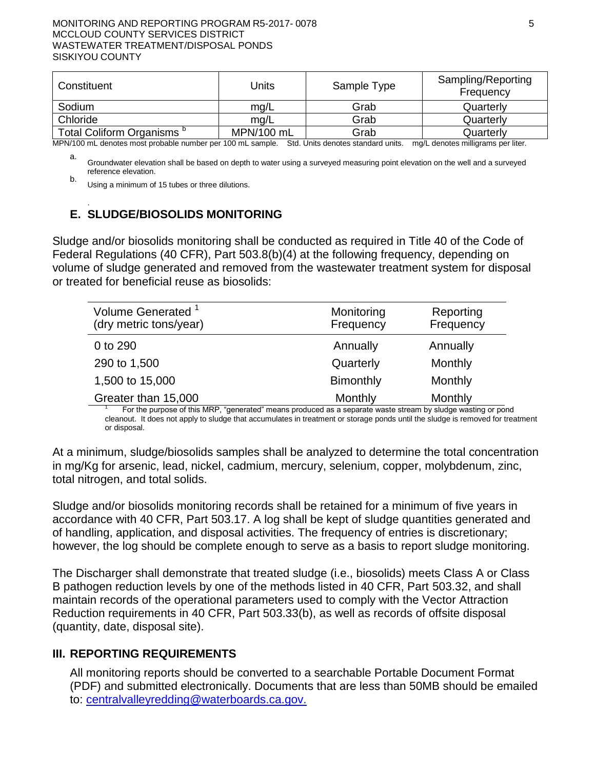| Constituent | Units | Sample Type | Sampling/Reporting Frequency |
|---|---|---|---|
| Sodium | mg/L | Grab | Quarterly |
| Chloride | mg/L | Grab | Quarterly |
| Total Coliform Organisms [b] | MPN/100 mL | Grab | Quarterly |

MPN/100 mL denotes most probable number per 100 mL sample. Std. Units denotes standard units. mg/L denotes milligrams per liter.

a. Groundwater elevation shall be based on depth to water using a surveyed measuring point elevation on the well and a surveyed reference elevation.

b. Using a minimum of 15 tubes or three dilutions.

## E. SLUDGE/BIOSOLIDS MONITORING

Sludge and/or biosolids monitoring shall be conducted as required in Title 40 of the Code of Federal Regulations (40 CFR), Part 503.8(b)(4) at the following frequency, depending on volume of sludge generated and removed from the wastewater treatment system for disposal or treated for beneficial reuse as biosolids:

| Volume Generated [1] (dry metric tons/year) | Monitoring Frequency | Reporting Frequency |
|---|---|---|
| 0 to 290 | Annually | Annually |
| 290 to 1,500 | Quarterly | Monthly |
| 1,500 to 15,000 | Bimonthly | Monthly |
| Greater than 15,000 | Monthly | Monthly |

[1] For the purpose of this MRP, "generated" means produced as a separate waste stream by sludge wasting or pond cleanout. It does not apply to sludge that accumulates in treatment or storage ponds until the sludge is removed for treatment or disposal.

At a minimum, sludge/biosolids samples shall be analyzed to determine the total concentration in mg/Kg for arsenic, lead, nickel, cadmium, mercury, selenium, copper, molybdenum, zinc, total nitrogen, and total solids.

Sludge and/or biosolids monitoring records shall be retained for a minimum of five years in accordance with 40 CFR, Part 503.17. A log shall be kept of sludge quantities generated and of handling, application, and disposal activities. The frequency of entries is discretionary; however, the log should be complete enough to serve as a basis to report sludge monitoring.

The Discharger shall demonstrate that treated sludge (i.e., biosolids) meets Class A or Class B pathogen reduction levels by one of the methods listed in 40 CFR, Part 503.32, and shall maintain records of the operational parameters used to comply with the Vector Attraction Reduction requirements in 40 CFR, Part 503.33(b), as well as records of offsite disposal (quantity, date, disposal site).

## III. REPORTING REQUIREMENTS

All monitoring reports should be converted to a searchable Portable Document Format (PDF) and submitted electronically. Documents that are less than 50MB should be emailed to: centralvalleyredding@waterboards.ca.gov.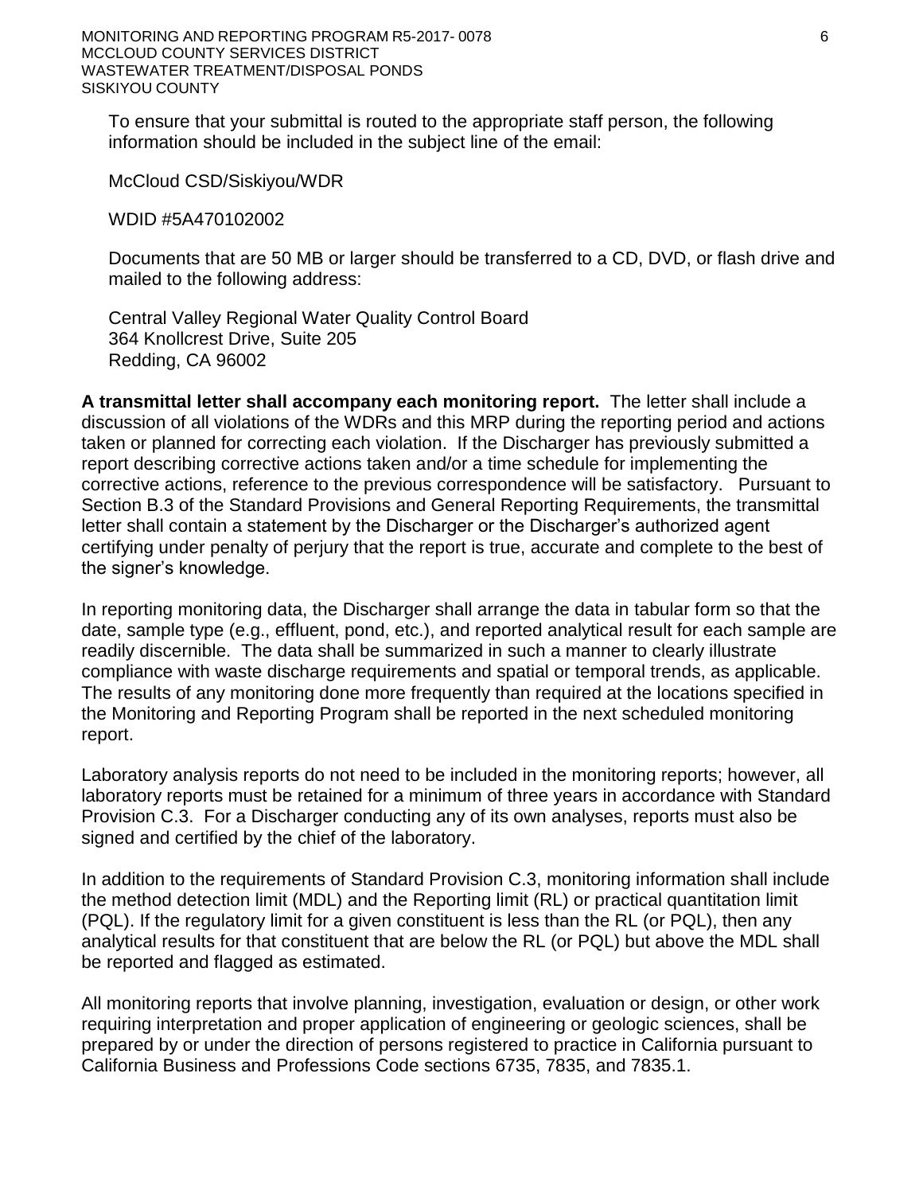To ensure that your submittal is routed to the appropriate staff person, the following information should be included in the subject line of the email:

McCloud CSD/Siskiyou/WDR

WDID #5A470102002

Documents that are 50 MB or larger should be transferred to a CD, DVD, or flash drive and mailed to the following address:

Central Valley Regional Water Quality Control Board  
364 Knollcrest Drive, Suite 205  
Redding, CA 96002

**A transmittal letter shall accompany each monitoring report.** The letter shall include a discussion of all violations of the WDRs and this MRP during the reporting period and actions taken or planned for correcting each violation. If the Discharger has previously submitted a report describing corrective actions taken and/or a time schedule for implementing the corrective actions, reference to the previous correspondence will be satisfactory. Pursuant to Section B.3 of the Standard Provisions and General Reporting Requirements, the transmittal letter shall contain a statement by the Discharger or the Discharger's authorized agent certifying under penalty of perjury that the report is true, accurate and complete to the best of the signer's knowledge.

In reporting monitoring data, the Discharger shall arrange the data in tabular form so that the date, sample type (e.g., effluent, pond, etc.), and reported analytical result for each sample are readily discernible. The data shall be summarized in such a manner to clearly illustrate compliance with waste discharge requirements and spatial or temporal trends, as applicable. The results of any monitoring done more frequently than required at the locations specified in the Monitoring and Reporting Program shall be reported in the next scheduled monitoring report.

Laboratory analysis reports do not need to be included in the monitoring reports; however, all laboratory reports must be retained for a minimum of three years in accordance with Standard Provision C.3. For a Discharger conducting any of its own analyses, reports must also be signed and certified by the chief of the laboratory.

In addition to the requirements of Standard Provision C.3, monitoring information shall include the method detection limit (MDL) and the Reporting limit (RL) or practical quantitation limit (PQL). If the regulatory limit for a given constituent is less than the RL (or PQL), then any analytical results for that constituent that are below the RL (or PQL) but above the MDL shall be reported and flagged as estimated.

All monitoring reports that involve planning, investigation, evaluation or design, or other work requiring interpretation and proper application of engineering or geologic sciences, shall be prepared by or under the direction of persons registered to practice in California pursuant to California Business and Professions Code sections 6735, 7835, and 7835.1.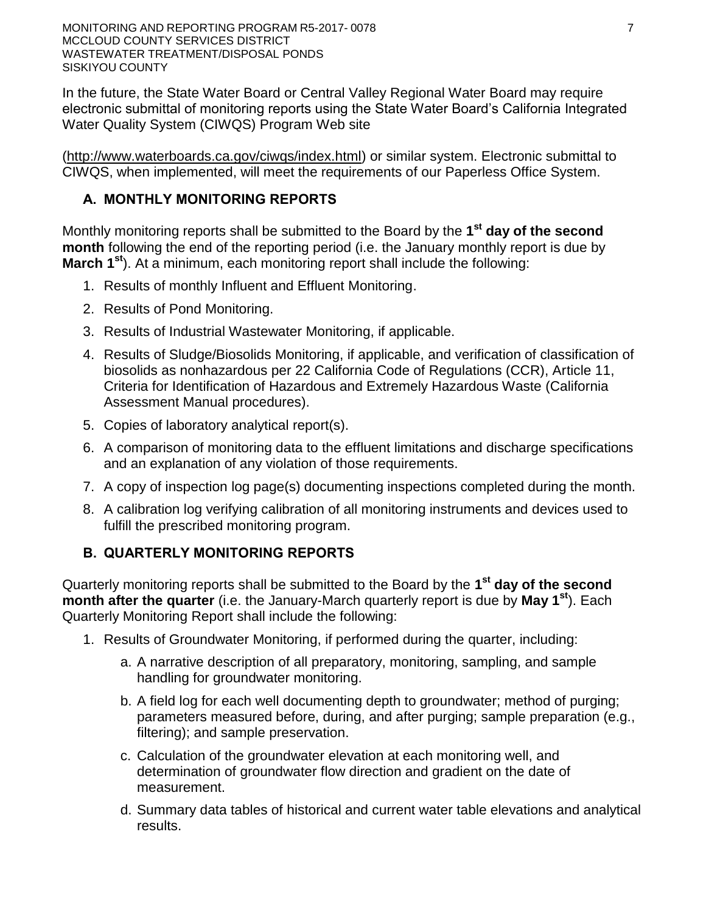In the future, the State Water Board or Central Valley Regional Water Board may require electronic submittal of monitoring reports using the State Water Board's California Integrated Water Quality System (CIWQS) Program Web site

(http://www.waterboards.ca.gov/ciwqs/index.html) or similar system. Electronic submittal to CIWQS, when implemented, will meet the requirements of our Paperless Office System.

### A. MONTHLY MONITORING REPORTS

Monthly monitoring reports shall be submitted to the Board by the **1st day of the second month** following the end of the reporting period (i.e. the January monthly report is due by **March 1st**). At a minimum, each monitoring report shall include the following:

1. Results of monthly Influent and Effluent Monitoring.
2. Results of Pond Monitoring.
3. Results of Industrial Wastewater Monitoring, if applicable.
4. Results of Sludge/Biosolids Monitoring, if applicable, and verification of classification of biosolids as nonhazardous per 22 California Code of Regulations (CCR), Article 11, Criteria for Identification of Hazardous and Extremely Hazardous Waste (California Assessment Manual procedures).
5. Copies of laboratory analytical report(s).
6. A comparison of monitoring data to the effluent limitations and discharge specifications and an explanation of any violation of those requirements.
7. A copy of inspection log page(s) documenting inspections completed during the month.
8. A calibration log verifying calibration of all monitoring instruments and devices used to fulfill the prescribed monitoring program.

### B. QUARTERLY MONITORING REPORTS

Quarterly monitoring reports shall be submitted to the Board by the **1st day of the second month after the quarter** (i.e. the January-March quarterly report is due by **May 1st**). Each Quarterly Monitoring Report shall include the following:

1. Results of Groundwater Monitoring, if performed during the quarter, including:
   a. A narrative description of all preparatory, monitoring, sampling, and sample handling for groundwater monitoring.
   b. A field log for each well documenting depth to groundwater; method of purging; parameters measured before, during, and after purging; sample preparation (e.g., filtering); and sample preservation.
   c. Calculation of the groundwater elevation at each monitoring well, and determination of groundwater flow direction and gradient on the date of measurement.
   d. Summary data tables of historical and current water table elevations and analytical results.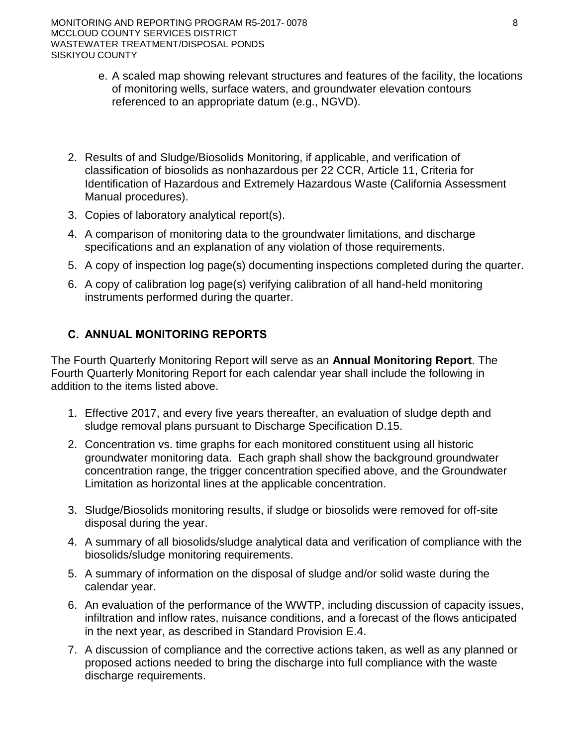e. A scaled map showing relevant structures and features of the facility, the locations of monitoring wells, surface waters, and groundwater elevation contours referenced to an appropriate datum (e.g., NGVD).

2. Results of and Sludge/Biosolids Monitoring, if applicable, and verification of classification of biosolids as nonhazardous per 22 CCR, Article 11, Criteria for Identification of Hazardous and Extremely Hazardous Waste (California Assessment Manual procedures).
3. Copies of laboratory analytical report(s).
4. A comparison of monitoring data to the groundwater limitations, and discharge specifications and an explanation of any violation of those requirements.
5. A copy of inspection log page(s) documenting inspections completed during the quarter.
6. A copy of calibration log page(s) verifying calibration of all hand-held monitoring instruments performed during the quarter.

## C. ANNUAL MONITORING REPORTS

The Fourth Quarterly Monitoring Report will serve as an **Annual Monitoring Report**. The Fourth Quarterly Monitoring Report for each calendar year shall include the following in addition to the items listed above.

1. Effective 2017, and every five years thereafter, an evaluation of sludge depth and sludge removal plans pursuant to Discharge Specification D.15.
2. Concentration vs. time graphs for each monitored constituent using all historic groundwater monitoring data. Each graph shall show the background groundwater concentration range, the trigger concentration specified above, and the Groundwater Limitation as horizontal lines at the applicable concentration.
3. Sludge/Biosolids monitoring results, if sludge or biosolids were removed for off-site disposal during the year.
4. A summary of all biosolids/sludge analytical data and verification of compliance with the biosolids/sludge monitoring requirements.
5. A summary of information on the disposal of sludge and/or solid waste during the calendar year.
6. An evaluation of the performance of the WWTP, including discussion of capacity issues, infiltration and inflow rates, nuisance conditions, and a forecast of the flows anticipated in the next year, as described in Standard Provision E.4.
7. A discussion of compliance and the corrective actions taken, as well as any planned or proposed actions needed to bring the discharge into full compliance with the waste discharge requirements.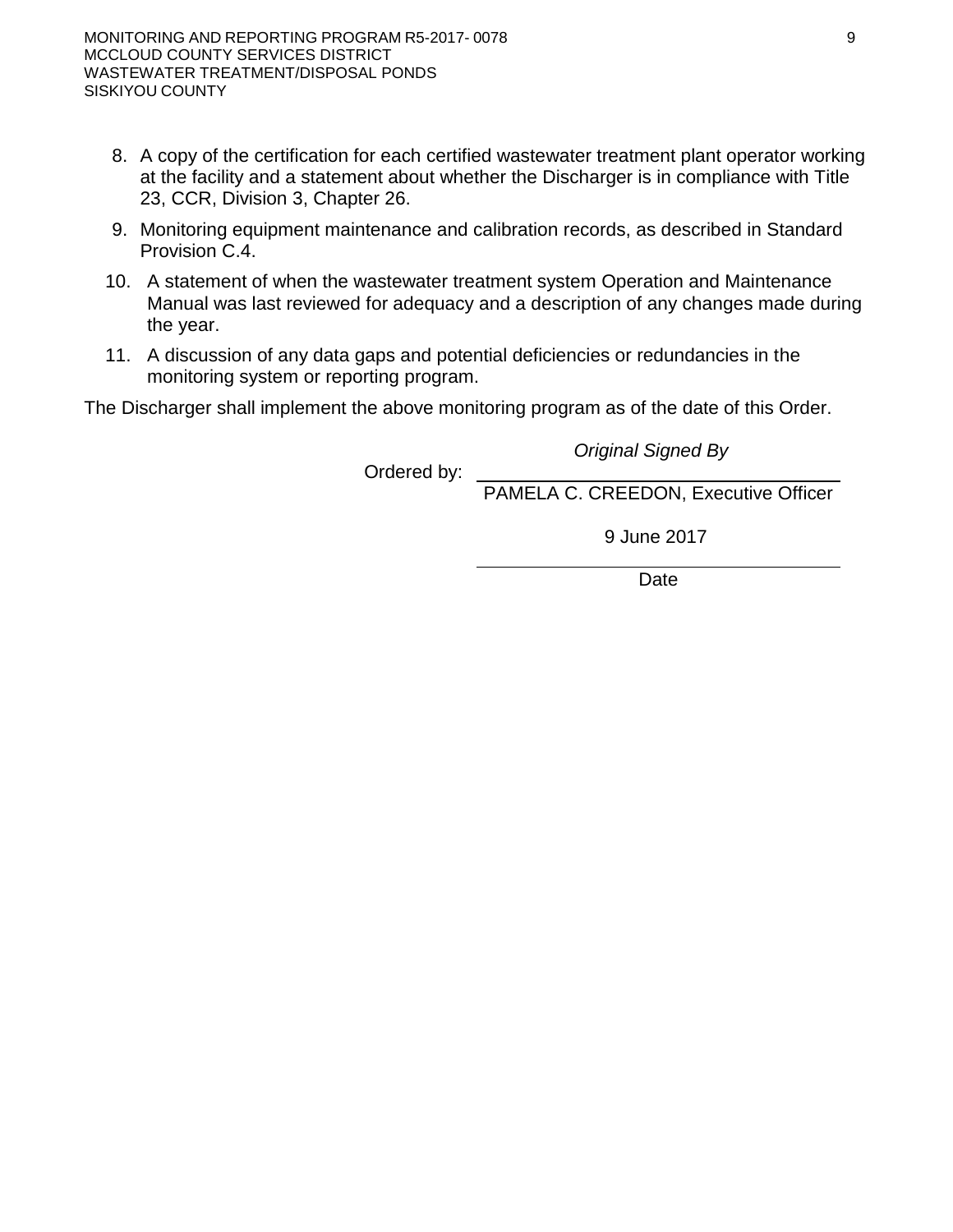8. A copy of the certification for each certified wastewater treatment plant operator working at the facility and a statement about whether the Discharger is in compliance with Title 23, CCR, Division 3, Chapter 26.
9. Monitoring equipment maintenance and calibration records, as described in Standard Provision C.4.
10. A statement of when the wastewater treatment system Operation and Maintenance Manual was last reviewed for adequacy and a description of any changes made during the year.
11. A discussion of any data gaps and potential deficiencies or redundancies in the monitoring system or reporting program.

The Discharger shall implement the above monitoring program as of the date of this Order.

Ordered by: *Original Signed By*

PAMELA C. CREEDON, Executive Officer

9 June 2017

Date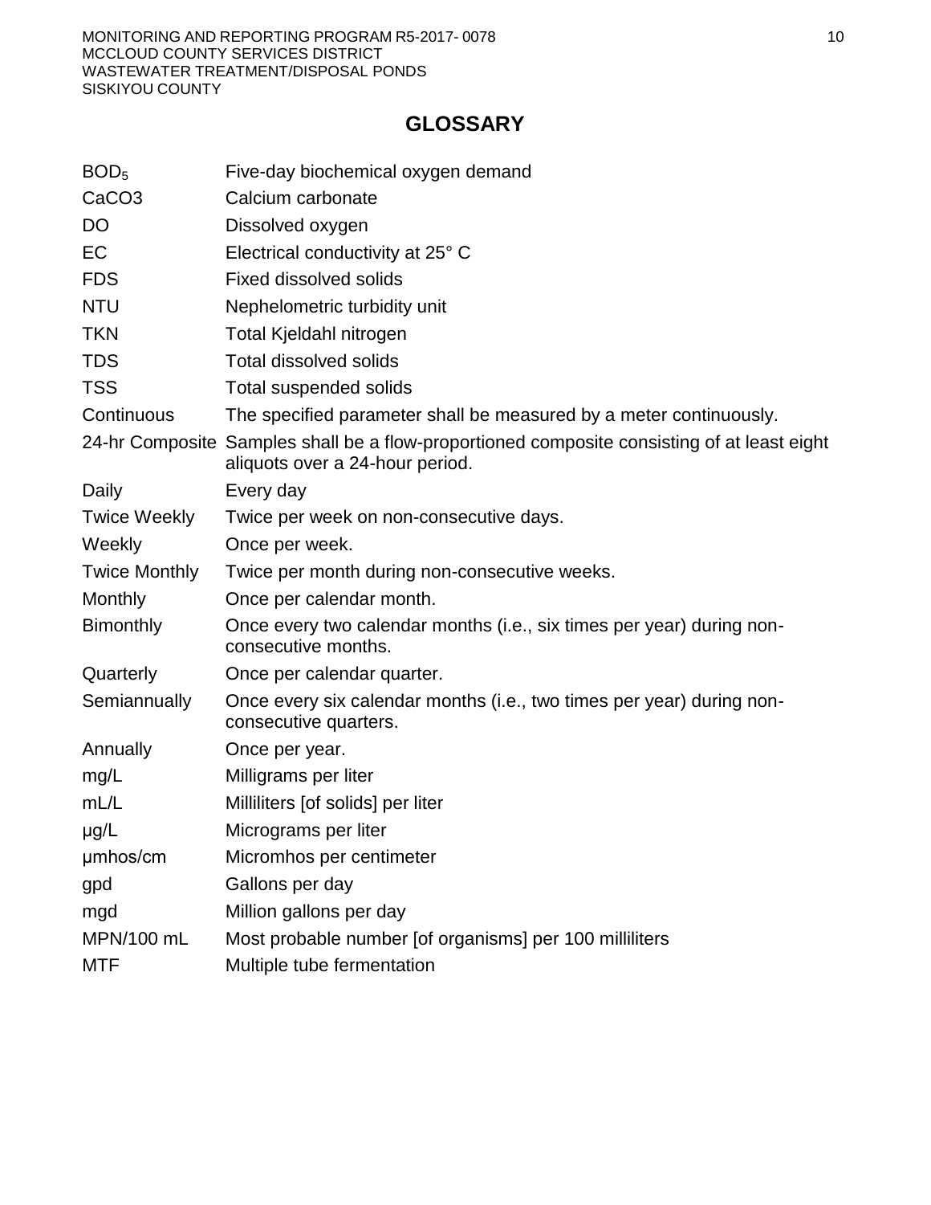# GLOSSARY

| | |
|---|---|
| $BOD_5$ | Five-day biochemical oxygen demand |
| $CaCO_3$ | Calcium carbonate |
| DO | Dissolved oxygen |
| EC | Electrical conductivity at 25° C |
| FDS | Fixed dissolved solids |
| NTU | Nephelometric turbidity unit |
| TKN | Total Kjeldahl nitrogen |
| TDS | Total dissolved solids |
| TSS | Total suspended solids |
| Continuous | The specified parameter shall be measured by a meter continuously. |
| 24-hr Composite | Samples shall be a flow-proportioned composite consisting of at least eight aliquots over a 24-hour period. |
| Daily | Every day |
| Twice Weekly | Twice per week on non-consecutive days. |
| Weekly | Once per week. |
| Twice Monthly | Twice per month during non-consecutive weeks. |
| Monthly | Once per calendar month. |
| Bimonthly | Once every two calendar months (i.e., six times per year) during non-consecutive months. |
| Quarterly | Once per calendar quarter. |
| Semiannually | Once every six calendar months (i.e., two times per year) during non-consecutive quarters. |
| Annually | Once per year. |
| mg/L | Milligrams per liter |
| mL/L | Milliliters [of solids] per liter |
| μg/L | Micrograms per liter |
| μmhos/cm | Micromhos per centimeter |
| gpd | Gallons per day |
| mgd | Million gallons per day |
| MPN/100 mL | Most probable number [of organisms] per 100 milliliters |
| MTF | Multiple tube fermentation |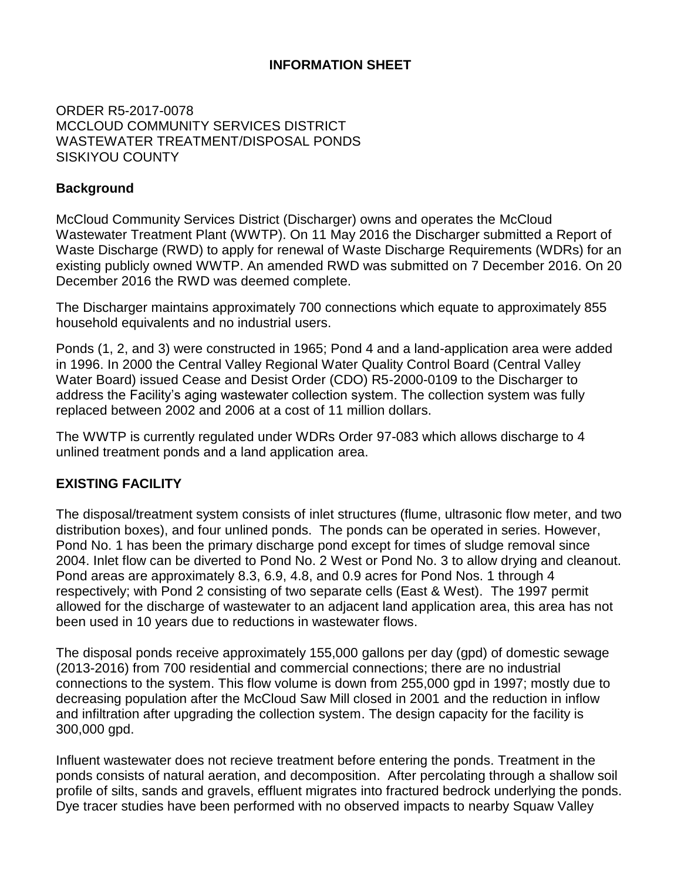## INFORMATION SHEET

ORDER R5-2017-0078
MCCLOUD COMMUNITY SERVICES DISTRICT
WASTEWATER TREATMENT/DISPOSAL PONDS
SISKIYOU COUNTY

### Background

McCloud Community Services District (Discharger) owns and operates the McCloud Wastewater Treatment Plant (WWTP). On 11 May 2016 the Discharger submitted a Report of Waste Discharge (RWD) to apply for renewal of Waste Discharge Requirements (WDRs) for an existing publicly owned WWTP. An amended RWD was submitted on 7 December 2016. On 20 December 2016 the RWD was deemed complete.

The Discharger maintains approximately 700 connections which equate to approximately 855 household equivalents and no industrial users.

Ponds (1, 2, and 3) were constructed in 1965; Pond 4 and a land-application area were added in 1996. In 2000 the Central Valley Regional Water Quality Control Board (Central Valley Water Board) issued Cease and Desist Order (CDO) R5-2000-0109 to the Discharger to address the Facility's aging wastewater collection system. The collection system was fully replaced between 2002 and 2006 at a cost of 11 million dollars.

The WWTP is currently regulated under WDRs Order 97-083 which allows discharge to 4 unlined treatment ponds and a land application area.

### EXISTING FACILITY

The disposal/treatment system consists of inlet structures (flume, ultrasonic flow meter, and two distribution boxes), and four unlined ponds. The ponds can be operated in series. However, Pond No. 1 has been the primary discharge pond except for times of sludge removal since 2004. Inlet flow can be diverted to Pond No. 2 West or Pond No. 3 to allow drying and cleanout. Pond areas are approximately 8.3, 6.9, 4.8, and 0.9 acres for Pond Nos. 1 through 4 respectively; with Pond 2 consisting of two separate cells (East & West). The 1997 permit allowed for the discharge of wastewater to an adjacent land application area, this area has not been used in 10 years due to reductions in wastewater flows.

The disposal ponds receive approximately 155,000 gallons per day (gpd) of domestic sewage (2013-2016) from 700 residential and commercial connections; there are no industrial connections to the system. This flow volume is down from 255,000 gpd in 1997; mostly due to decreasing population after the McCloud Saw Mill closed in 2001 and the reduction in inflow and infiltration after upgrading the collection system. The design capacity for the facility is 300,000 gpd.

Influent wastewater does not recieve treatment before entering the ponds. Treatment in the ponds consists of natural aeration, and decomposition. After percolating through a shallow soil profile of silts, sands and gravels, effluent migrates into fractured bedrock underlying the ponds. Dye tracer studies have been performed with no observed impacts to nearby Squaw Valley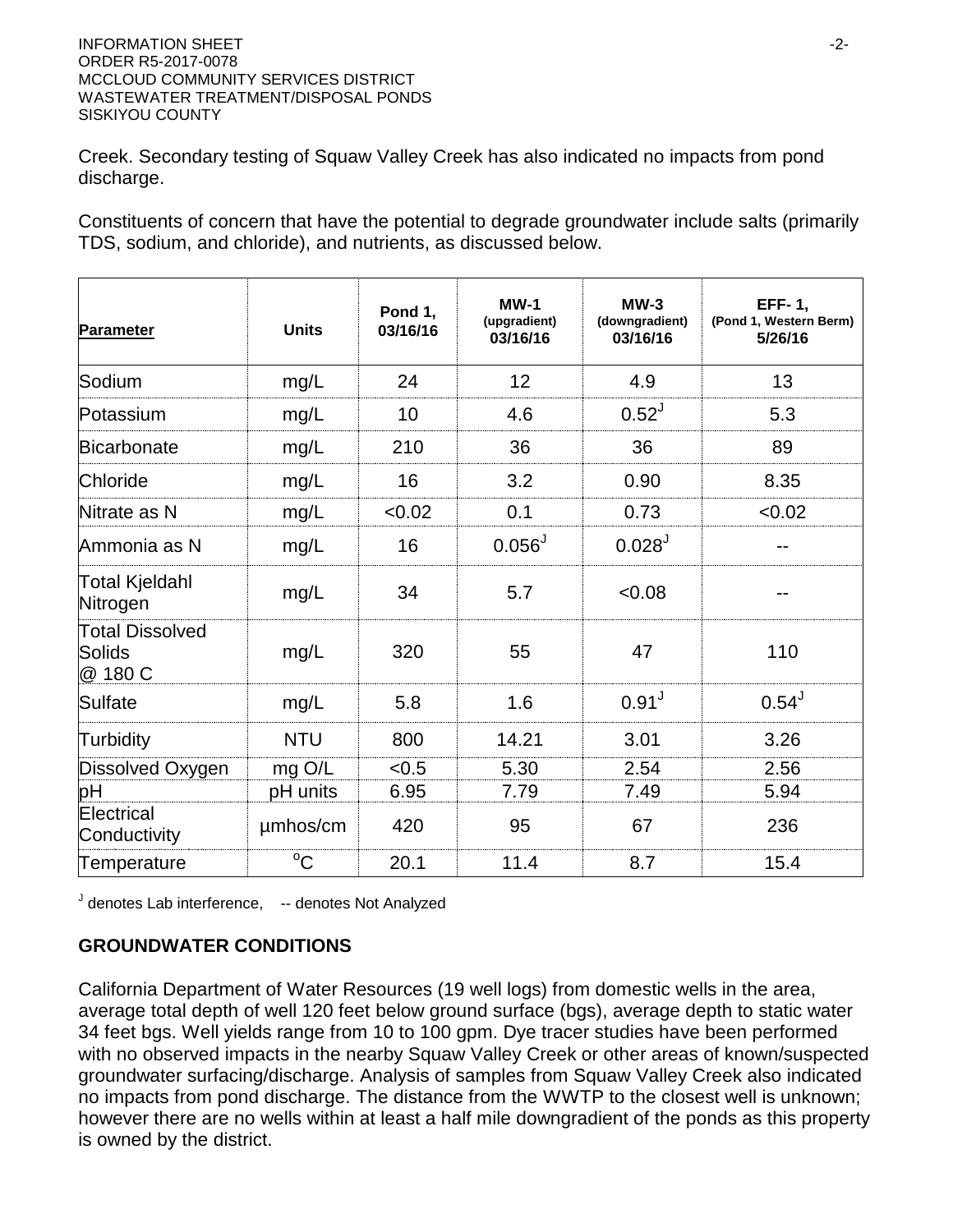Creek. Secondary testing of Squaw Valley Creek has also indicated no impacts from pond discharge.

Constituents of concern that have the potential to degrade groundwater include salts (primarily TDS, sodium, and chloride), and nutrients, as discussed below.

| Parameter | Units | Pond 1, 03/16/16 | MW-1 (upgradient) 03/16/16 | MW-3 (downgradient) 03/16/16 | EFF- 1, (Pond 1, Western Berm) 5/26/16 |
|---|---|---|---|---|---|
| Sodium | mg/L | 24 | 12 | 4.9 | 13 |
| Potassium | mg/L | 10 | 4.6 | 0.52[J] | 5.3 |
| Bicarbonate | mg/L | 210 | 36 | 36 | 89 |
| Chloride | mg/L | 16 | 3.2 | 0.90 | 8.35 |
| Nitrate as N | mg/L | <0.02 | 0.1 | 0.73 | <0.02 |
| Ammonia as N | mg/L | 16 | 0.056[J] | 0.028[J] | -- |
| Total Kjeldahl Nitrogen | mg/L | 34 | 5.7 | <0.08 | -- |
| Total Dissolved Solids @ 180 C | mg/L | 320 | 55 | 47 | 110 |
| Sulfate | mg/L | 5.8 | 1.6 | 0.91[J] | 0.54[J] |
| Turbidity | NTU | 800 | 14.21 | 3.01 | 3.26 |
| Dissolved Oxygen | mg O/L | <0.5 | 5.30 | 2.54 | 2.56 |
| pH | pH units | 6.95 | 7.79 | 7.49 | 5.94 |
| Electrical Conductivity | µmhos/cm | 420 | 95 | 67 | 236 |
| Temperature | $^{o}C$ | 20.1 | 11.4 | 8.7 | 15.4 |

[J] denotes Lab interference, -- denotes Not Analyzed

## GROUNDWATER CONDITIONS

California Department of Water Resources (19 well logs) from domestic wells in the area, average total depth of well 120 feet below ground surface (bgs), average depth to static water 34 feet bgs. Well yields range from 10 to 100 gpm. Dye tracer studies have been performed with no observed impacts in the nearby Squaw Valley Creek or other areas of known/suspected groundwater surfacing/discharge. Analysis of samples from Squaw Valley Creek also indicated no impacts from pond discharge. The distance from the WWTP to the closest well is unknown; however there are no wells within at least a half mile downgradient of the ponds as this property is owned by the district.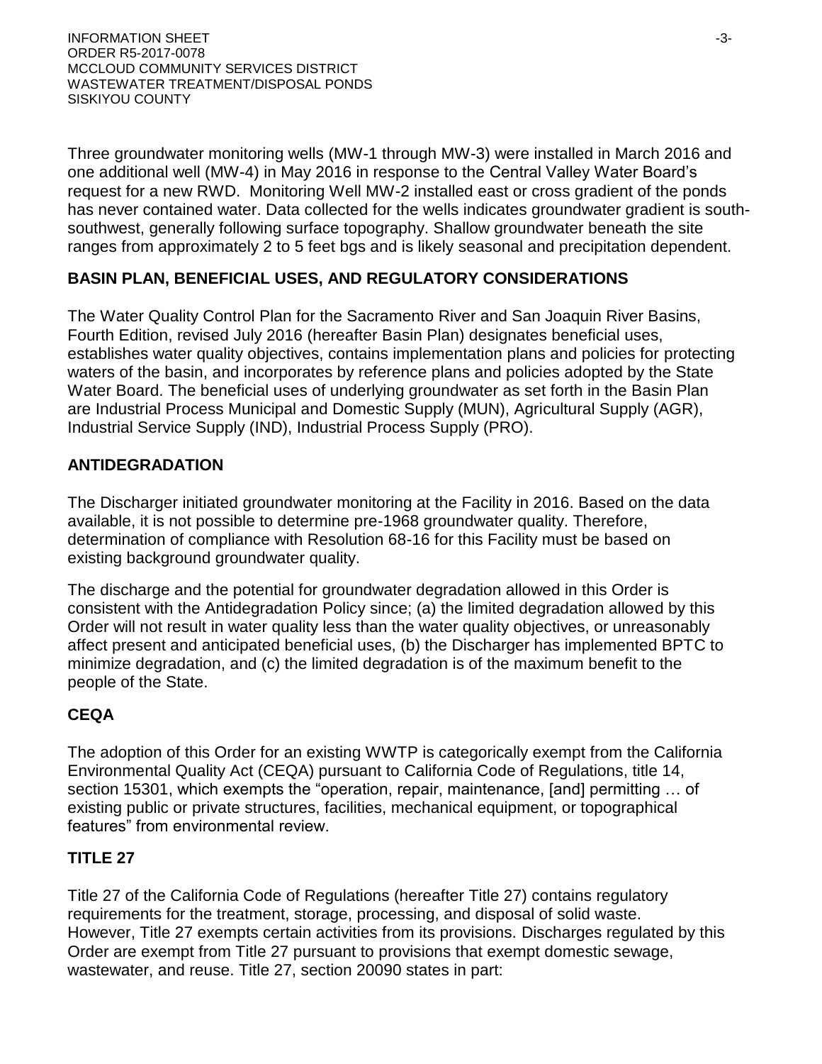Three groundwater monitoring wells (MW-1 through MW-3) were installed in March 2016 and one additional well (MW-4) in May 2016 in response to the Central Valley Water Board's request for a new RWD. Monitoring Well MW-2 installed east or cross gradient of the ponds has never contained water. Data collected for the wells indicates groundwater gradient is south-southwest, generally following surface topography. Shallow groundwater beneath the site ranges from approximately 2 to 5 feet bgs and is likely seasonal and precipitation dependent.

## BASIN PLAN, BENEFICIAL USES, AND REGULATORY CONSIDERATIONS

The Water Quality Control Plan for the Sacramento River and San Joaquin River Basins, Fourth Edition, revised July 2016 (hereafter Basin Plan) designates beneficial uses, establishes water quality objectives, contains implementation plans and policies for protecting waters of the basin, and incorporates by reference plans and policies adopted by the State Water Board. The beneficial uses of underlying groundwater as set forth in the Basin Plan are Industrial Process Municipal and Domestic Supply (MUN), Agricultural Supply (AGR), Industrial Service Supply (IND), Industrial Process Supply (PRO).

## ANTIDEGRADATION

The Discharger initiated groundwater monitoring at the Facility in 2016. Based on the data available, it is not possible to determine pre-1968 groundwater quality. Therefore, determination of compliance with Resolution 68-16 for this Facility must be based on existing background groundwater quality.

The discharge and the potential for groundwater degradation allowed in this Order is consistent with the Antidegradation Policy since; (a) the limited degradation allowed by this Order will not result in water quality less than the water quality objectives, or unreasonably affect present and anticipated beneficial uses, (b) the Discharger has implemented BPTC to minimize degradation, and (c) the limited degradation is of the maximum benefit to the people of the State.

## CEQA

The adoption of this Order for an existing WWTP is categorically exempt from the California Environmental Quality Act (CEQA) pursuant to California Code of Regulations, title 14, section 15301, which exempts the "operation, repair, maintenance, [and] permitting … of existing public or private structures, facilities, mechanical equipment, or topographical features" from environmental review.

## TITLE 27

Title 27 of the California Code of Regulations (hereafter Title 27) contains regulatory requirements for the treatment, storage, processing, and disposal of solid waste. However, Title 27 exempts certain activities from its provisions. Discharges regulated by this Order are exempt from Title 27 pursuant to provisions that exempt domestic sewage, wastewater, and reuse. Title 27, section 20090 states in part: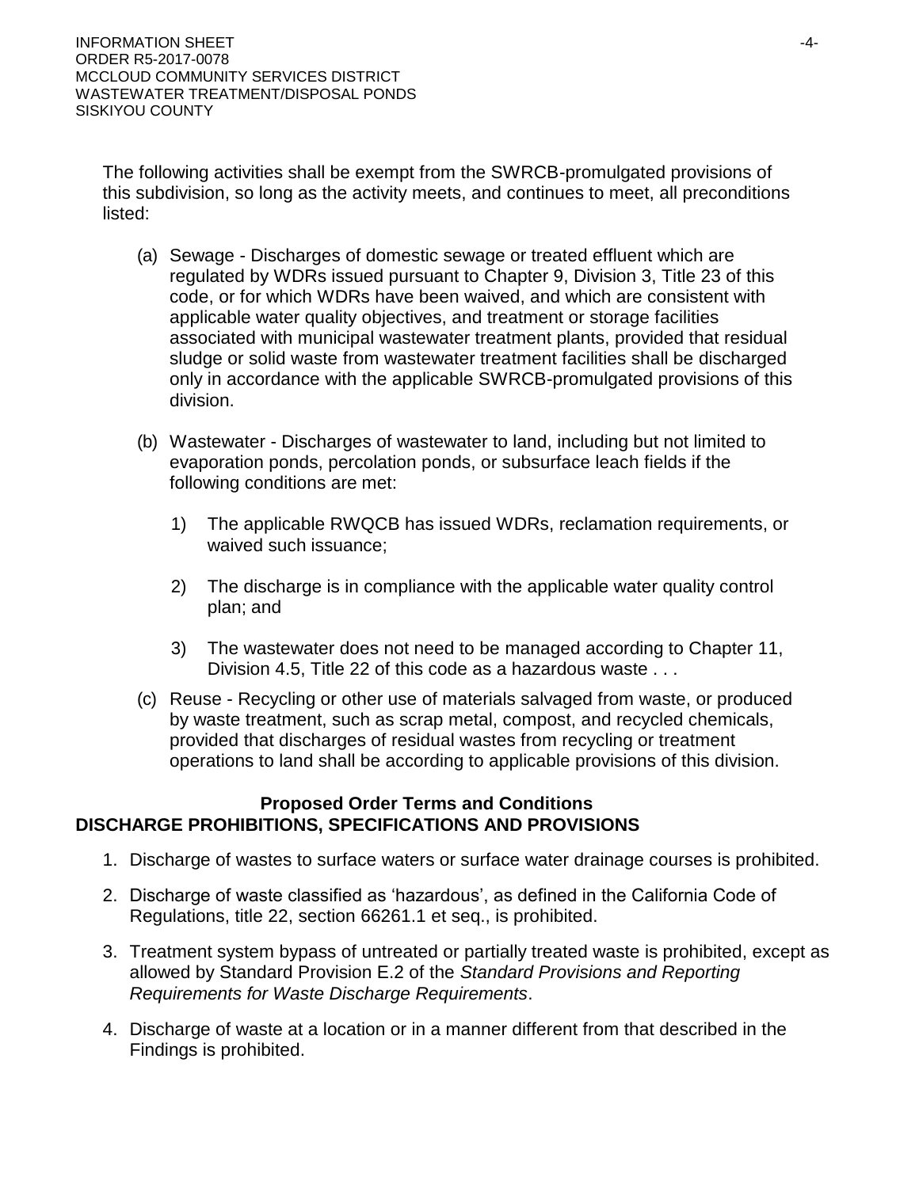The following activities shall be exempt from the SWRCB-promulgated provisions of this subdivision, so long as the activity meets, and continues to meet, all preconditions listed:

(a) Sewage - Discharges of domestic sewage or treated effluent which are regulated by WDRs issued pursuant to Chapter 9, Division 3, Title 23 of this code, or for which WDRs have been waived, and which are consistent with applicable water quality objectives, and treatment or storage facilities associated with municipal wastewater treatment plants, provided that residual sludge or solid waste from wastewater treatment facilities shall be discharged only in accordance with the applicable SWRCB-promulgated provisions of this division.

(b) Wastewater - Discharges of wastewater to land, including but not limited to evaporation ponds, percolation ponds, or subsurface leach fields if the following conditions are met:

1) The applicable RWQCB has issued WDRs, reclamation requirements, or waived such issuance;

2) The discharge is in compliance with the applicable water quality control plan; and

3) The wastewater does not need to be managed according to Chapter 11, Division 4.5, Title 22 of this code as a hazardous waste . . .

(c) Reuse - Recycling or other use of materials salvaged from waste, or produced by waste treatment, such as scrap metal, compost, and recycled chemicals, provided that discharges of residual wastes from recycling or treatment operations to land shall be according to applicable provisions of this division.

## Proposed Order Terms and Conditions

## DISCHARGE PROHIBITIONS, SPECIFICATIONS AND PROVISIONS

1. Discharge of wastes to surface waters or surface water drainage courses is prohibited.
2. Discharge of waste classified as 'hazardous', as defined in the California Code of Regulations, title 22, section 66261.1 et seq., is prohibited.
3. Treatment system bypass of untreated or partially treated waste is prohibited, except as allowed by Standard Provision E.2 of the *Standard Provisions and Reporting Requirements for Waste Discharge Requirements*.
4. Discharge of waste at a location or in a manner different from that described in the Findings is prohibited.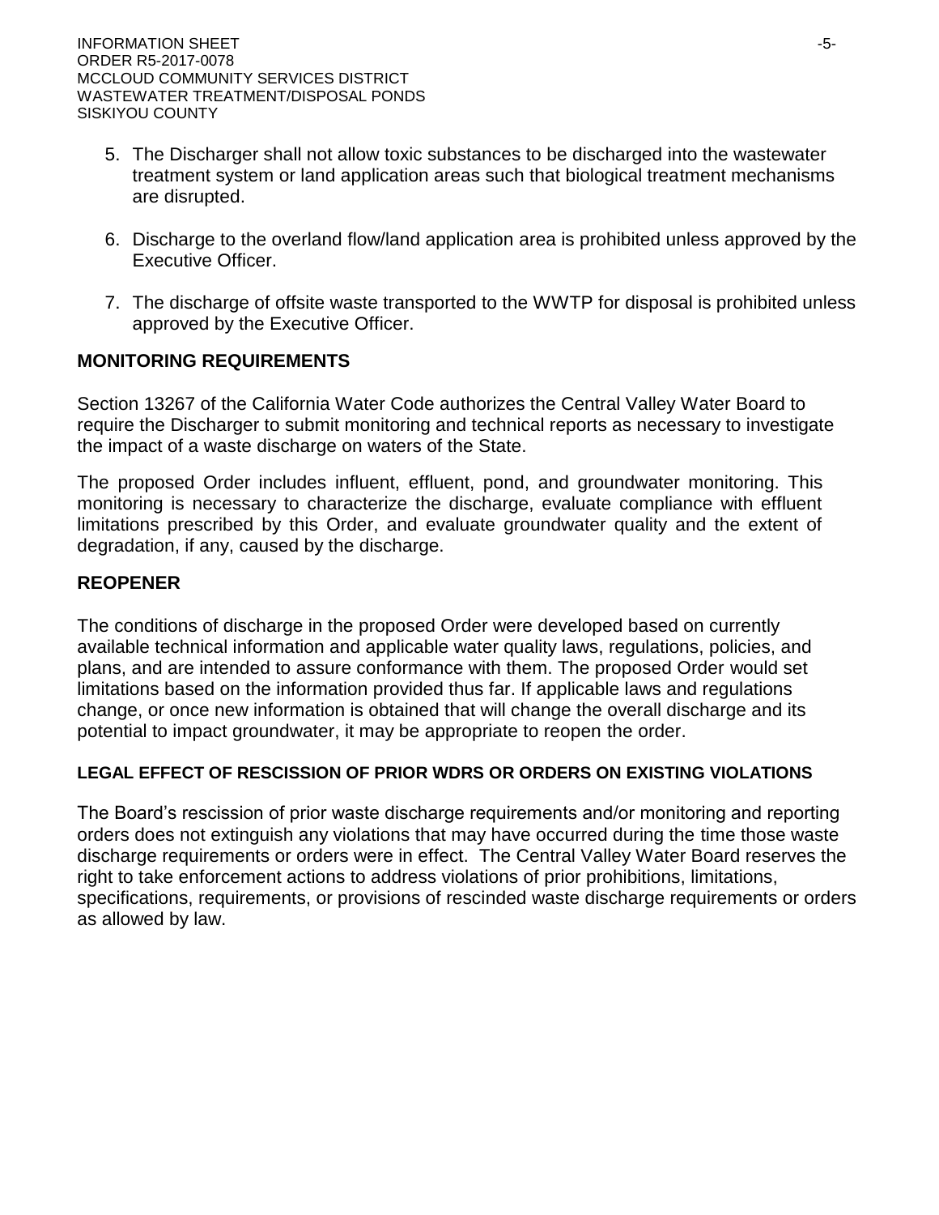5. The Discharger shall not allow toxic substances to be discharged into the wastewater treatment system or land application areas such that biological treatment mechanisms are disrupted.

6. Discharge to the overland flow/land application area is prohibited unless approved by the Executive Officer.

7. The discharge of offsite waste transported to the WWTP for disposal is prohibited unless approved by the Executive Officer.

## MONITORING REQUIREMENTS

Section 13267 of the California Water Code authorizes the Central Valley Water Board to require the Discharger to submit monitoring and technical reports as necessary to investigate the impact of a waste discharge on waters of the State.

The proposed Order includes influent, effluent, pond, and groundwater monitoring. This monitoring is necessary to characterize the discharge, evaluate compliance with effluent limitations prescribed by this Order, and evaluate groundwater quality and the extent of degradation, if any, caused by the discharge.

## REOPENER

The conditions of discharge in the proposed Order were developed based on currently available technical information and applicable water quality laws, regulations, policies, and plans, and are intended to assure conformance with them. The proposed Order would set limitations based on the information provided thus far. If applicable laws and regulations change, or once new information is obtained that will change the overall discharge and its potential to impact groundwater, it may be appropriate to reopen the order.

### LEGAL EFFECT OF RESCISSION OF PRIOR WDRS OR ORDERS ON EXISTING VIOLATIONS

The Board's rescission of prior waste discharge requirements and/or monitoring and reporting orders does not extinguish any violations that may have occurred during the time those waste discharge requirements or orders were in effect. The Central Valley Water Board reserves the right to take enforcement actions to address violations of prior prohibitions, limitations, specifications, requirements, or provisions of rescinded waste discharge requirements or orders as allowed by law.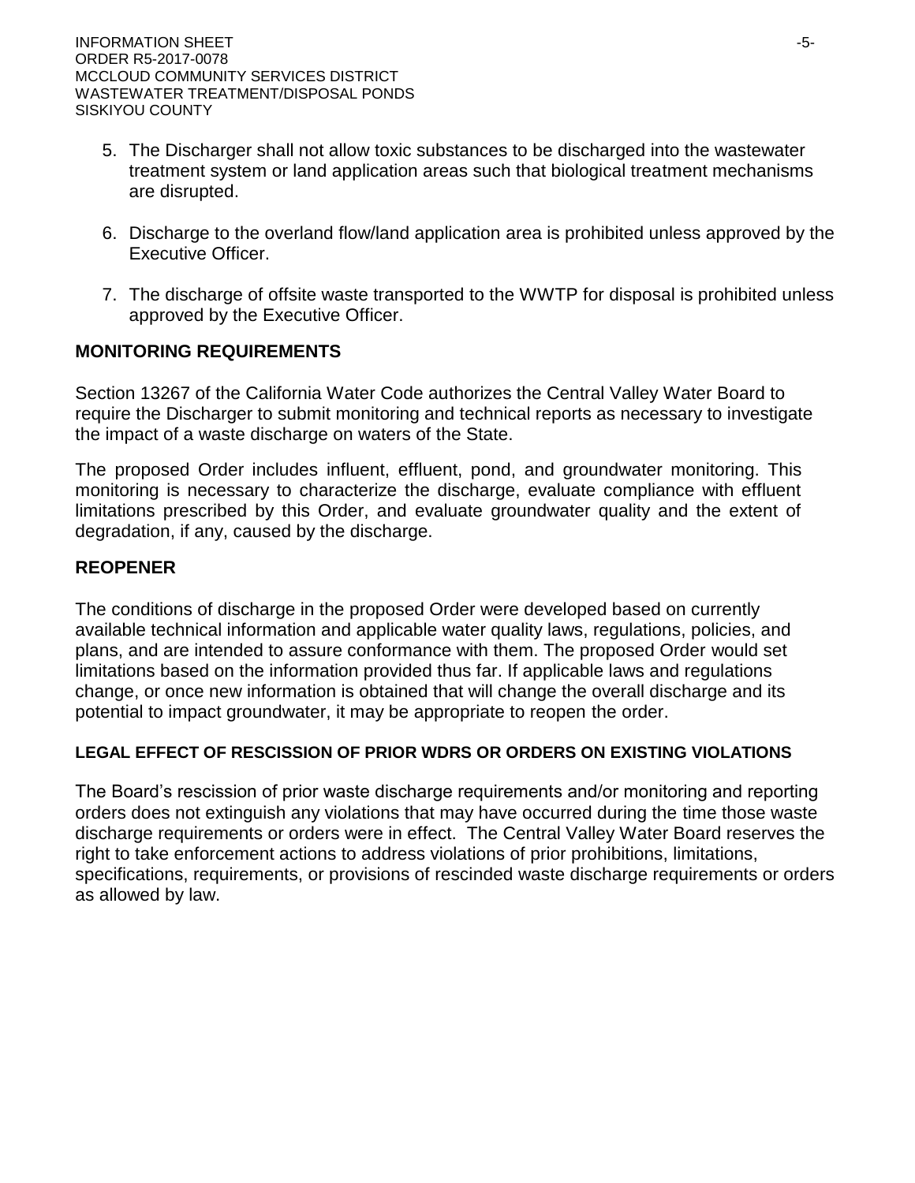5. The Discharger shall not allow toxic substances to be discharged into the wastewater treatment system or land application areas such that biological treatment mechanisms are disrupted.

6. Discharge to the overland flow/land application area is prohibited unless approved by the Executive Officer.

7. The discharge of offsite waste transported to the WWTP for disposal is prohibited unless approved by the Executive Officer.

## MONITORING REQUIREMENTS

Section 13267 of the California Water Code authorizes the Central Valley Water Board to require the Discharger to submit monitoring and technical reports as necessary to investigate the impact of a waste discharge on waters of the State.

The proposed Order includes influent, effluent, pond, and groundwater monitoring. This monitoring is necessary to characterize the discharge, evaluate compliance with effluent limitations prescribed by this Order, and evaluate groundwater quality and the extent of degradation, if any, caused by the discharge.

## REOPENER

The conditions of discharge in the proposed Order were developed based on currently available technical information and applicable water quality laws, regulations, policies, and plans, and are intended to assure conformance with them. The proposed Order would set limitations based on the information provided thus far. If applicable laws and regulations change, or once new information is obtained that will change the overall discharge and its potential to impact groundwater, it may be appropriate to reopen the order.

### LEGAL EFFECT OF RESCISSION OF PRIOR WDRS OR ORDERS ON EXISTING VIOLATIONS

The Board's rescission of prior waste discharge requirements and/or monitoring and reporting orders does not extinguish any violations that may have occurred during the time those waste discharge requirements or orders were in effect. The Central Valley Water Board reserves the right to take enforcement actions to address violations of prior prohibitions, limitations, specifications, requirements, or provisions of rescinded waste discharge requirements or orders as allowed by law.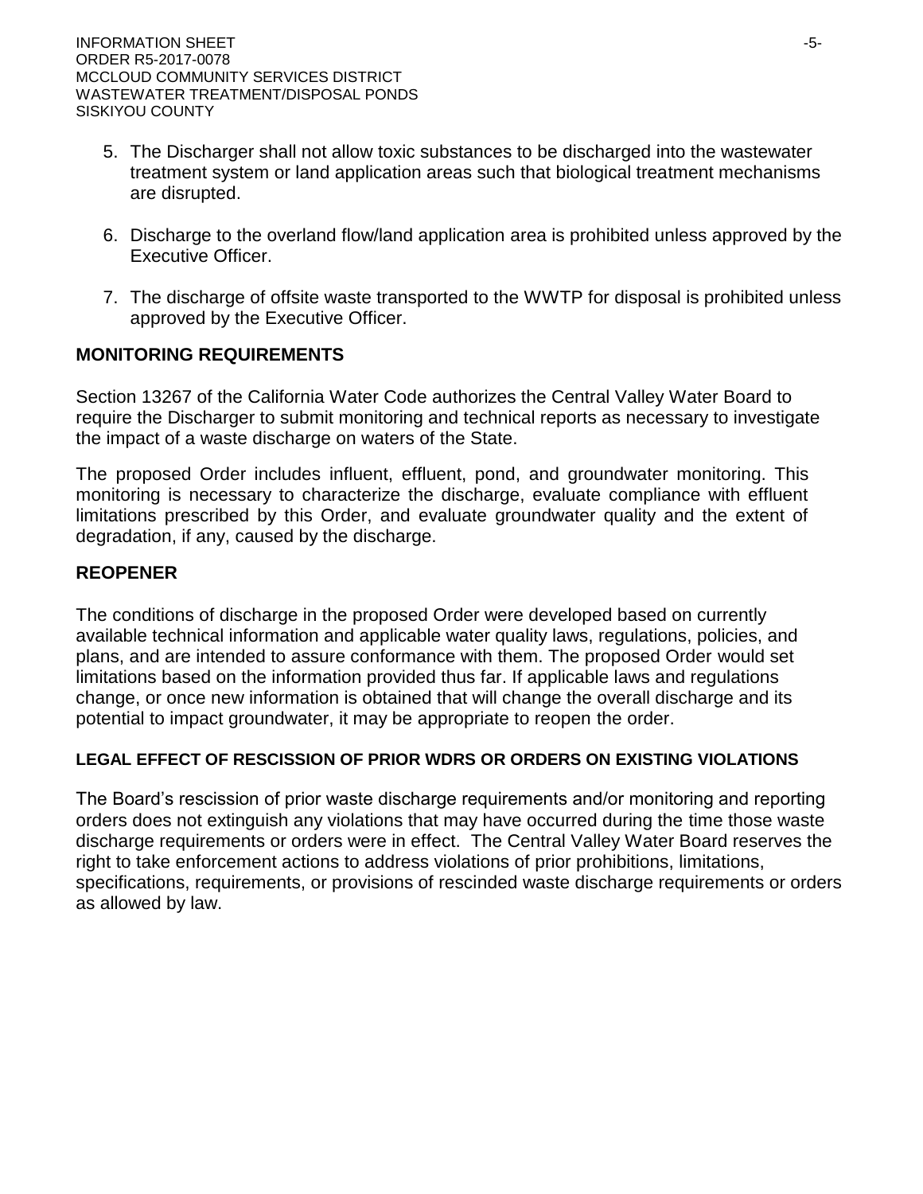5. The Discharger shall not allow toxic substances to be discharged into the wastewater treatment system or land application areas such that biological treatment mechanisms are disrupted.

6. Discharge to the overland flow/land application area is prohibited unless approved by the Executive Officer.

7. The discharge of offsite waste transported to the WWTP for disposal is prohibited unless approved by the Executive Officer.

## MONITORING REQUIREMENTS

Section 13267 of the California Water Code authorizes the Central Valley Water Board to require the Discharger to submit monitoring and technical reports as necessary to investigate the impact of a waste discharge on waters of the State.

The proposed Order includes influent, effluent, pond, and groundwater monitoring. This monitoring is necessary to characterize the discharge, evaluate compliance with effluent limitations prescribed by this Order, and evaluate groundwater quality and the extent of degradation, if any, caused by the discharge.

## REOPENER

The conditions of discharge in the proposed Order were developed based on currently available technical information and applicable water quality laws, regulations, policies, and plans, and are intended to assure conformance with them. The proposed Order would set limitations based on the information provided thus far. If applicable laws and regulations change, or once new information is obtained that will change the overall discharge and its potential to impact groundwater, it may be appropriate to reopen the order.

### LEGAL EFFECT OF RESCISSION OF PRIOR WDRS OR ORDERS ON EXISTING VIOLATIONS

The Board's rescission of prior waste discharge requirements and/or monitoring and reporting orders does not extinguish any violations that may have occurred during the time those waste discharge requirements or orders were in effect. The Central Valley Water Board reserves the right to take enforcement actions to address violations of prior prohibitions, limitations, specifications, requirements, or provisions of rescinded waste discharge requirements or orders as allowed by law.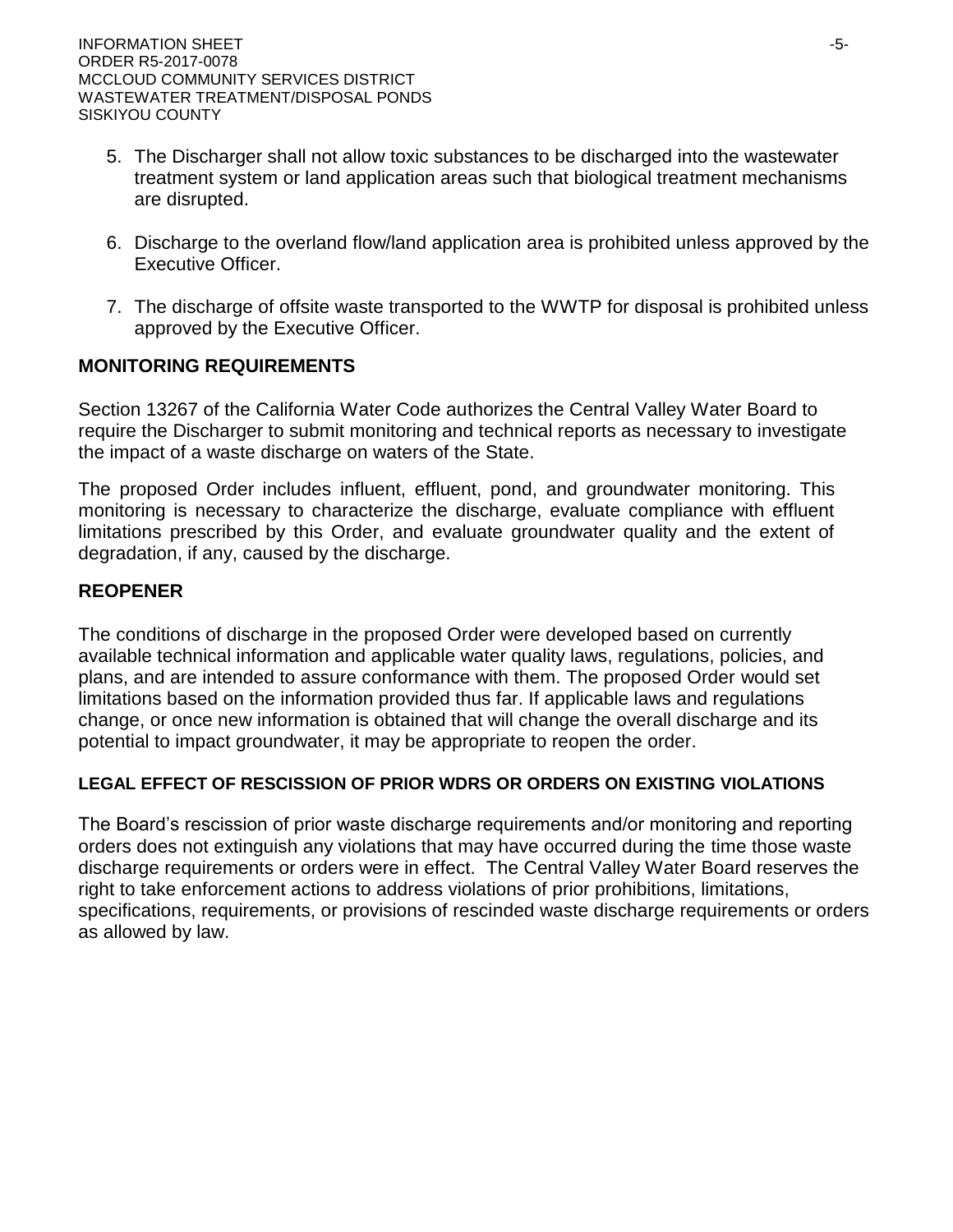5. The Discharger shall not allow toxic substances to be discharged into the wastewater treatment system or land application areas such that biological treatment mechanisms are disrupted.

6. Discharge to the overland flow/land application area is prohibited unless approved by the Executive Officer.

7. The discharge of offsite waste transported to the WWTP for disposal is prohibited unless approved by the Executive Officer.

## MONITORING REQUIREMENTS

Section 13267 of the California Water Code authorizes the Central Valley Water Board to require the Discharger to submit monitoring and technical reports as necessary to investigate the impact of a waste discharge on waters of the State.

The proposed Order includes influent, effluent, pond, and groundwater monitoring. This monitoring is necessary to characterize the discharge, evaluate compliance with effluent limitations prescribed by this Order, and evaluate groundwater quality and the extent of degradation, if any, caused by the discharge.

## REOPENER

The conditions of discharge in the proposed Order were developed based on currently available technical information and applicable water quality laws, regulations, policies, and plans, and are intended to assure conformance with them. The proposed Order would set limitations based on the information provided thus far. If applicable laws and regulations change, or once new information is obtained that will change the overall discharge and its potential to impact groundwater, it may be appropriate to reopen the order.

### LEGAL EFFECT OF RESCISSION OF PRIOR WDRS OR ORDERS ON EXISTING VIOLATIONS

The Board's rescission of prior waste discharge requirements and/or monitoring and reporting orders does not extinguish any violations that may have occurred during the time those waste discharge requirements or orders were in effect. The Central Valley Water Board reserves the right to take enforcement actions to address violations of prior prohibitions, limitations, specifications, requirements, or provisions of rescinded waste discharge requirements or orders as allowed by law.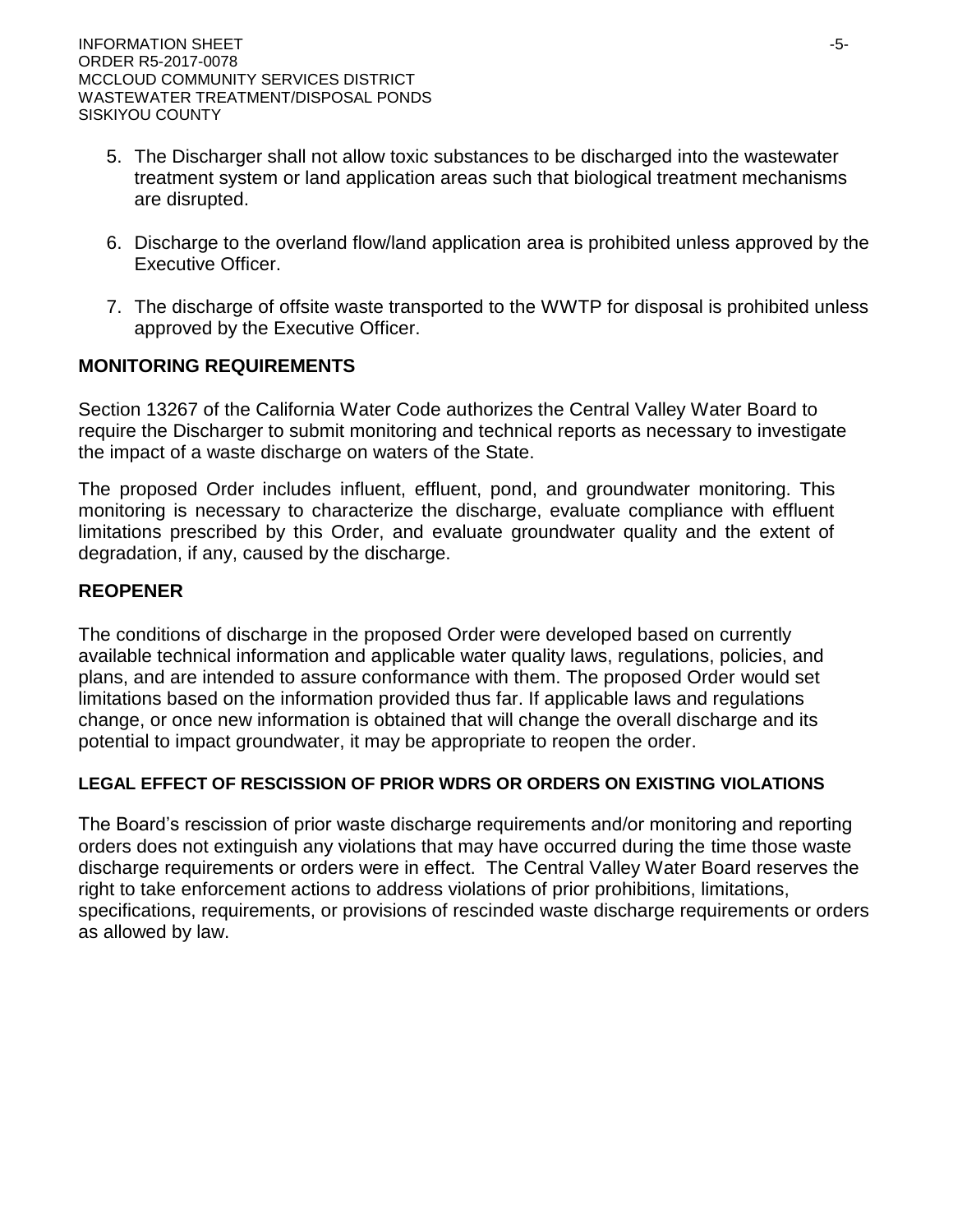5. The Discharger shall not allow toxic substances to be discharged into the wastewater treatment system or land application areas such that biological treatment mechanisms are disrupted.

6. Discharge to the overland flow/land application area is prohibited unless approved by the Executive Officer.

7. The discharge of offsite waste transported to the WWTP for disposal is prohibited unless approved by the Executive Officer.

## MONITORING REQUIREMENTS

Section 13267 of the California Water Code authorizes the Central Valley Water Board to require the Discharger to submit monitoring and technical reports as necessary to investigate the impact of a waste discharge on waters of the State.

The proposed Order includes influent, effluent, pond, and groundwater monitoring. This monitoring is necessary to characterize the discharge, evaluate compliance with effluent limitations prescribed by this Order, and evaluate groundwater quality and the extent of degradation, if any, caused by the discharge.

## REOPENER

The conditions of discharge in the proposed Order were developed based on currently available technical information and applicable water quality laws, regulations, policies, and plans, and are intended to assure conformance with them. The proposed Order would set limitations based on the information provided thus far. If applicable laws and regulations change, or once new information is obtained that will change the overall discharge and its potential to impact groundwater, it may be appropriate to reopen the order.

### LEGAL EFFECT OF RESCISSION OF PRIOR WDRS OR ORDERS ON EXISTING VIOLATIONS

The Board's rescission of prior waste discharge requirements and/or monitoring and reporting orders does not extinguish any violations that may have occurred during the time those waste discharge requirements or orders were in effect. The Central Valley Water Board reserves the right to take enforcement actions to address violations of prior prohibitions, limitations, specifications, requirements, or provisions of rescinded waste discharge requirements or orders as allowed by law.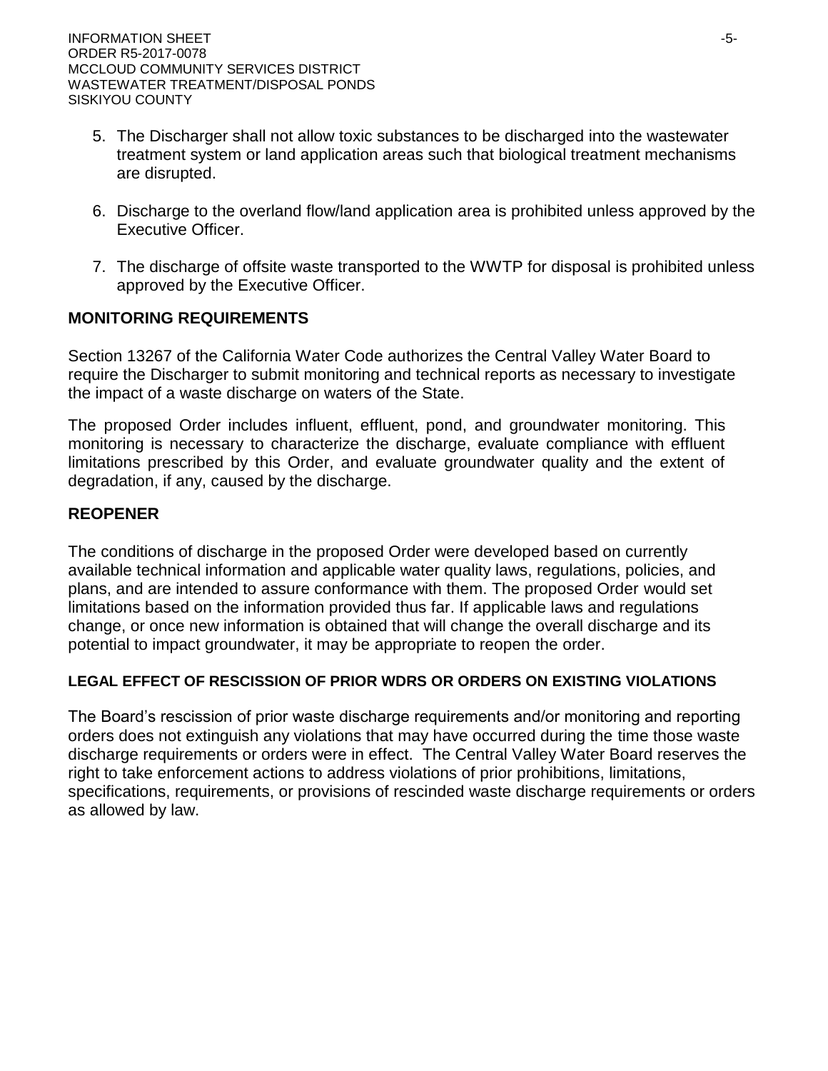5. The Discharger shall not allow toxic substances to be discharged into the wastewater treatment system or land application areas such that biological treatment mechanisms are disrupted.

6. Discharge to the overland flow/land application area is prohibited unless approved by the Executive Officer.

7. The discharge of offsite waste transported to the WWTP for disposal is prohibited unless approved by the Executive Officer.

## MONITORING REQUIREMENTS

Section 13267 of the California Water Code authorizes the Central Valley Water Board to require the Discharger to submit monitoring and technical reports as necessary to investigate the impact of a waste discharge on waters of the State.

The proposed Order includes influent, effluent, pond, and groundwater monitoring. This monitoring is necessary to characterize the discharge, evaluate compliance with effluent limitations prescribed by this Order, and evaluate groundwater quality and the extent of degradation, if any, caused by the discharge.

## REOPENER

The conditions of discharge in the proposed Order were developed based on currently available technical information and applicable water quality laws, regulations, policies, and plans, and are intended to assure conformance with them. The proposed Order would set limitations based on the information provided thus far. If applicable laws and regulations change, or once new information is obtained that will change the overall discharge and its potential to impact groundwater, it may be appropriate to reopen the order.

### LEGAL EFFECT OF RESCISSION OF PRIOR WDRS OR ORDERS ON EXISTING VIOLATIONS

The Board's rescission of prior waste discharge requirements and/or monitoring and reporting orders does not extinguish any violations that may have occurred during the time those waste discharge requirements or orders were in effect. The Central Valley Water Board reserves the right to take enforcement actions to address violations of prior prohibitions, limitations, specifications, requirements, or provisions of rescinded waste discharge requirements or orders as allowed by law.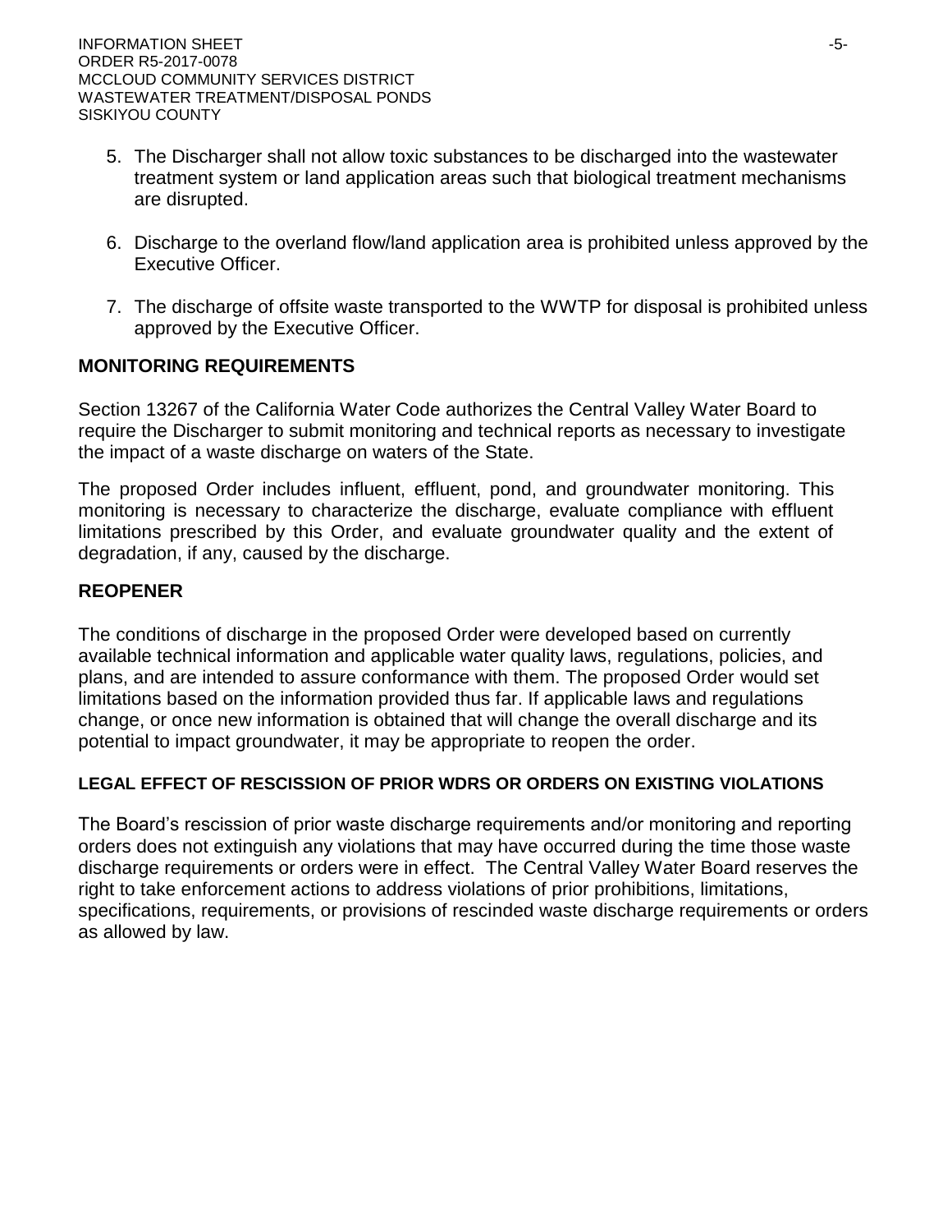5. The Discharger shall not allow toxic substances to be discharged into the wastewater treatment system or land application areas such that biological treatment mechanisms are disrupted.

6. Discharge to the overland flow/land application area is prohibited unless approved by the Executive Officer.

7. The discharge of offsite waste transported to the WWTP for disposal is prohibited unless approved by the Executive Officer.

## MONITORING REQUIREMENTS

Section 13267 of the California Water Code authorizes the Central Valley Water Board to require the Discharger to submit monitoring and technical reports as necessary to investigate the impact of a waste discharge on waters of the State.

The proposed Order includes influent, effluent, pond, and groundwater monitoring. This monitoring is necessary to characterize the discharge, evaluate compliance with effluent limitations prescribed by this Order, and evaluate groundwater quality and the extent of degradation, if any, caused by the discharge.

## REOPENER

The conditions of discharge in the proposed Order were developed based on currently available technical information and applicable water quality laws, regulations, policies, and plans, and are intended to assure conformance with them. The proposed Order would set limitations based on the information provided thus far. If applicable laws and regulations change, or once new information is obtained that will change the overall discharge and its potential to impact groundwater, it may be appropriate to reopen the order.

### LEGAL EFFECT OF RESCISSION OF PRIOR WDRS OR ORDERS ON EXISTING VIOLATIONS

The Board's rescission of prior waste discharge requirements and/or monitoring and reporting orders does not extinguish any violations that may have occurred during the time those waste discharge requirements or orders were in effect. The Central Valley Water Board reserves the right to take enforcement actions to address violations of prior prohibitions, limitations, specifications, requirements, or provisions of rescinded waste discharge requirements or orders as allowed by law.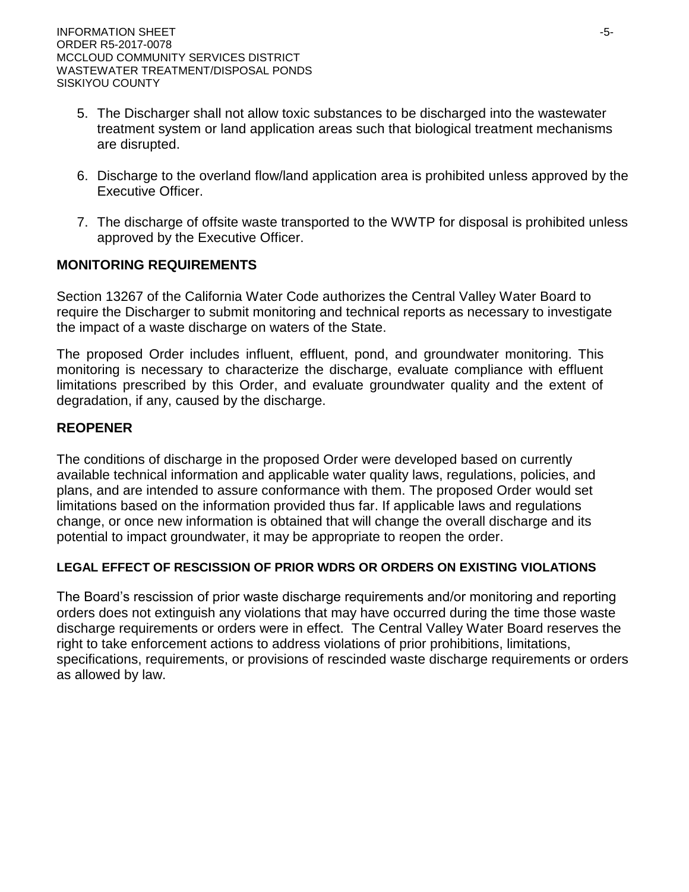5. The Discharger shall not allow toxic substances to be discharged into the wastewater treatment system or land application areas such that biological treatment mechanisms are disrupted.

6. Discharge to the overland flow/land application area is prohibited unless approved by the Executive Officer.

7. The discharge of offsite waste transported to the WWTP for disposal is prohibited unless approved by the Executive Officer.

## MONITORING REQUIREMENTS

Section 13267 of the California Water Code authorizes the Central Valley Water Board to require the Discharger to submit monitoring and technical reports as necessary to investigate the impact of a waste discharge on waters of the State.

The proposed Order includes influent, effluent, pond, and groundwater monitoring. This monitoring is necessary to characterize the discharge, evaluate compliance with effluent limitations prescribed by this Order, and evaluate groundwater quality and the extent of degradation, if any, caused by the discharge.

## REOPENER

The conditions of discharge in the proposed Order were developed based on currently available technical information and applicable water quality laws, regulations, policies, and plans, and are intended to assure conformance with them. The proposed Order would set limitations based on the information provided thus far. If applicable laws and regulations change, or once new information is obtained that will change the overall discharge and its potential to impact groundwater, it may be appropriate to reopen the order.

### LEGAL EFFECT OF RESCISSION OF PRIOR WDRS OR ORDERS ON EXISTING VIOLATIONS

The Board's rescission of prior waste discharge requirements and/or monitoring and reporting orders does not extinguish any violations that may have occurred during the time those waste discharge requirements or orders were in effect. The Central Valley Water Board reserves the right to take enforcement actions to address violations of prior prohibitions, limitations, specifications, requirements, or provisions of rescinded waste discharge requirements or orders as allowed by law.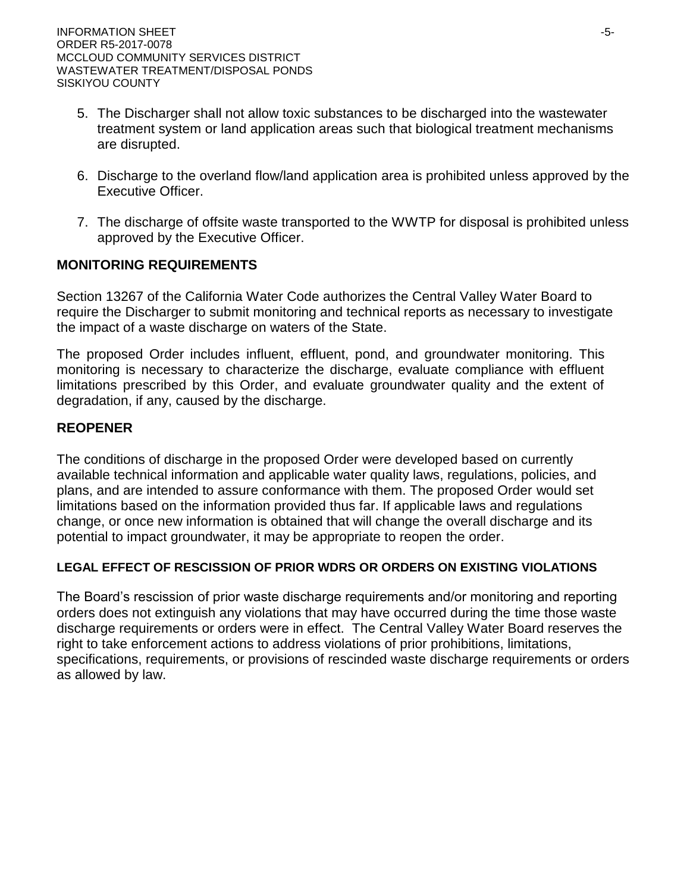5. The Discharger shall not allow toxic substances to be discharged into the wastewater treatment system or land application areas such that biological treatment mechanisms are disrupted.

6. Discharge to the overland flow/land application area is prohibited unless approved by the Executive Officer.

7. The discharge of offsite waste transported to the WWTP for disposal is prohibited unless approved by the Executive Officer.

## MONITORING REQUIREMENTS

Section 13267 of the California Water Code authorizes the Central Valley Water Board to require the Discharger to submit monitoring and technical reports as necessary to investigate the impact of a waste discharge on waters of the State.

The proposed Order includes influent, effluent, pond, and groundwater monitoring. This monitoring is necessary to characterize the discharge, evaluate compliance with effluent limitations prescribed by this Order, and evaluate groundwater quality and the extent of degradation, if any, caused by the discharge.

## REOPENER

The conditions of discharge in the proposed Order were developed based on currently available technical information and applicable water quality laws, regulations, policies, and plans, and are intended to assure conformance with them. The proposed Order would set limitations based on the information provided thus far. If applicable laws and regulations change, or once new information is obtained that will change the overall discharge and its potential to impact groundwater, it may be appropriate to reopen the order.

### LEGAL EFFECT OF RESCISSION OF PRIOR WDRS OR ORDERS ON EXISTING VIOLATIONS

The Board's rescission of prior waste discharge requirements and/or monitoring and reporting orders does not extinguish any violations that may have occurred during the time those waste discharge requirements or orders were in effect. The Central Valley Water Board reserves the right to take enforcement actions to address violations of prior prohibitions, limitations, specifications, requirements, or provisions of rescinded waste discharge requirements or orders as allowed by law.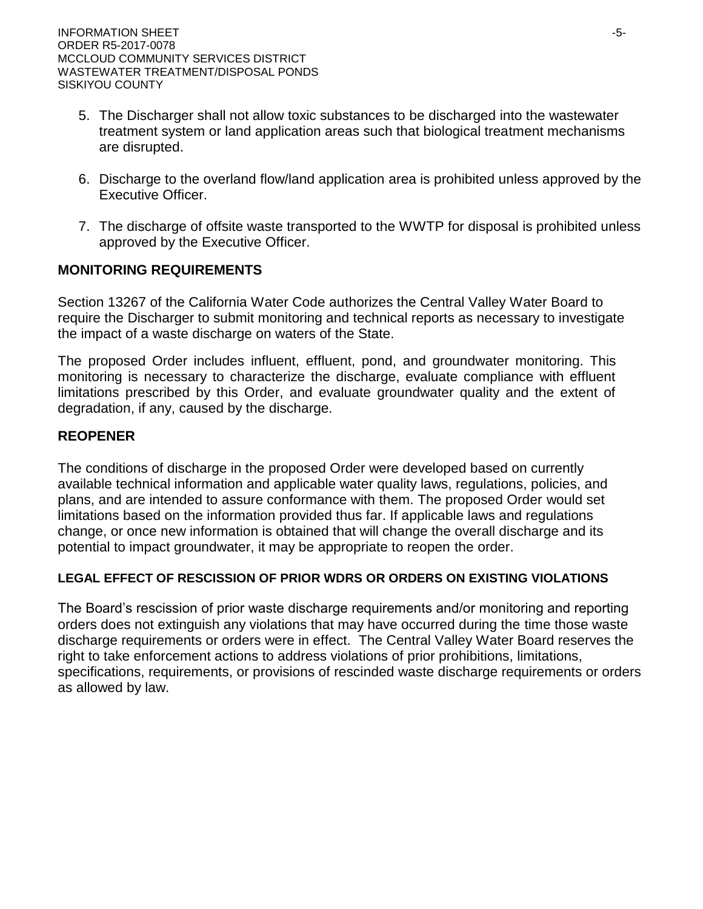5. The Discharger shall not allow toxic substances to be discharged into the wastewater treatment system or land application areas such that biological treatment mechanisms are disrupted.

6. Discharge to the overland flow/land application area is prohibited unless approved by the Executive Officer.

7. The discharge of offsite waste transported to the WWTP for disposal is prohibited unless approved by the Executive Officer.

## MONITORING REQUIREMENTS

Section 13267 of the California Water Code authorizes the Central Valley Water Board to require the Discharger to submit monitoring and technical reports as necessary to investigate the impact of a waste discharge on waters of the State.

The proposed Order includes influent, effluent, pond, and groundwater monitoring. This monitoring is necessary to characterize the discharge, evaluate compliance with effluent limitations prescribed by this Order, and evaluate groundwater quality and the extent of degradation, if any, caused by the discharge.

## REOPENER

The conditions of discharge in the proposed Order were developed based on currently available technical information and applicable water quality laws, regulations, policies, and plans, and are intended to assure conformance with them. The proposed Order would set limitations based on the information provided thus far. If applicable laws and regulations change, or once new information is obtained that will change the overall discharge and its potential to impact groundwater, it may be appropriate to reopen the order.

### LEGAL EFFECT OF RESCISSION OF PRIOR WDRS OR ORDERS ON EXISTING VIOLATIONS

The Board's rescission of prior waste discharge requirements and/or monitoring and reporting orders does not extinguish any violations that may have occurred during the time those waste discharge requirements or orders were in effect. The Central Valley Water Board reserves the right to take enforcement actions to address violations of prior prohibitions, limitations, specifications, requirements, or provisions of rescinded waste discharge requirements or orders as allowed by law.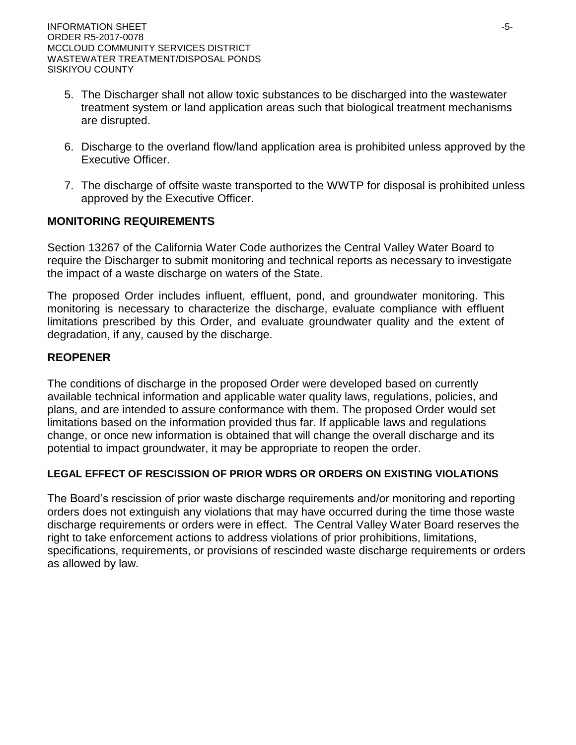5. The Discharger shall not allow toxic substances to be discharged into the wastewater treatment system or land application areas such that biological treatment mechanisms are disrupted.

6. Discharge to the overland flow/land application area is prohibited unless approved by the Executive Officer.

7. The discharge of offsite waste transported to the WWTP for disposal is prohibited unless approved by the Executive Officer.

## MONITORING REQUIREMENTS

Section 13267 of the California Water Code authorizes the Central Valley Water Board to require the Discharger to submit monitoring and technical reports as necessary to investigate the impact of a waste discharge on waters of the State.

The proposed Order includes influent, effluent, pond, and groundwater monitoring. This monitoring is necessary to characterize the discharge, evaluate compliance with effluent limitations prescribed by this Order, and evaluate groundwater quality and the extent of degradation, if any, caused by the discharge.

## REOPENER

The conditions of discharge in the proposed Order were developed based on currently available technical information and applicable water quality laws, regulations, policies, and plans, and are intended to assure conformance with them. The proposed Order would set limitations based on the information provided thus far. If applicable laws and regulations change, or once new information is obtained that will change the overall discharge and its potential to impact groundwater, it may be appropriate to reopen the order.

### LEGAL EFFECT OF RESCISSION OF PRIOR WDRS OR ORDERS ON EXISTING VIOLATIONS

The Board's rescission of prior waste discharge requirements and/or monitoring and reporting orders does not extinguish any violations that may have occurred during the time those waste discharge requirements or orders were in effect. The Central Valley Water Board reserves the right to take enforcement actions to address violations of prior prohibitions, limitations, specifications, requirements, or provisions of rescinded waste discharge requirements or orders as allowed by law.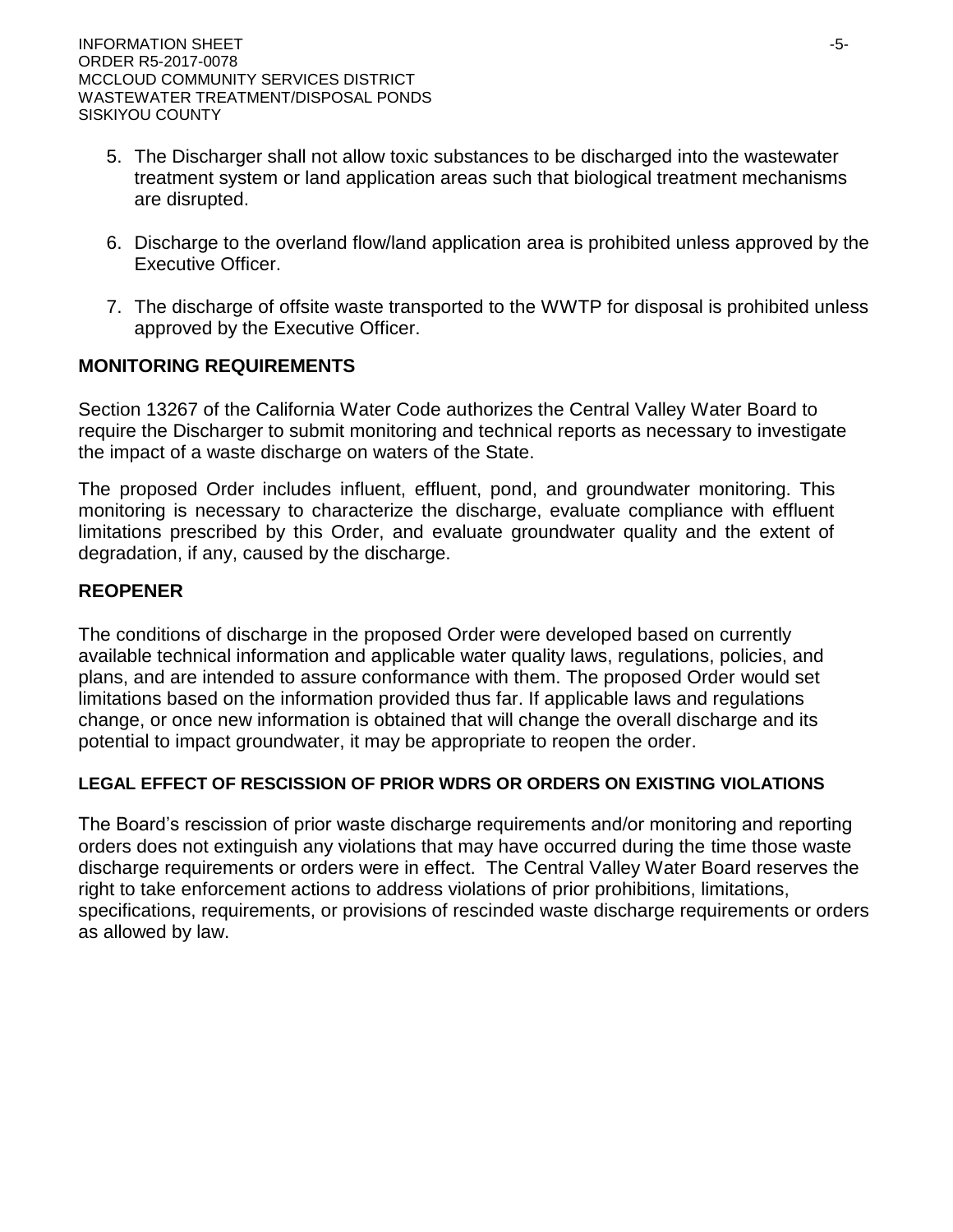5. The Discharger shall not allow toxic substances to be discharged into the wastewater treatment system or land application areas such that biological treatment mechanisms are disrupted.

6. Discharge to the overland flow/land application area is prohibited unless approved by the Executive Officer.

7. The discharge of offsite waste transported to the WWTP for disposal is prohibited unless approved by the Executive Officer.

## MONITORING REQUIREMENTS

Section 13267 of the California Water Code authorizes the Central Valley Water Board to require the Discharger to submit monitoring and technical reports as necessary to investigate the impact of a waste discharge on waters of the State.

The proposed Order includes influent, effluent, pond, and groundwater monitoring. This monitoring is necessary to characterize the discharge, evaluate compliance with effluent limitations prescribed by this Order, and evaluate groundwater quality and the extent of degradation, if any, caused by the discharge.

## REOPENER

The conditions of discharge in the proposed Order were developed based on currently available technical information and applicable water quality laws, regulations, policies, and plans, and are intended to assure conformance with them. The proposed Order would set limitations based on the information provided thus far. If applicable laws and regulations change, or once new information is obtained that will change the overall discharge and its potential to impact groundwater, it may be appropriate to reopen the order.

### LEGAL EFFECT OF RESCISSION OF PRIOR WDRS OR ORDERS ON EXISTING VIOLATIONS

The Board's rescission of prior waste discharge requirements and/or monitoring and reporting orders does not extinguish any violations that may have occurred during the time those waste discharge requirements or orders were in effect. The Central Valley Water Board reserves the right to take enforcement actions to address violations of prior prohibitions, limitations, specifications, requirements, or provisions of rescinded waste discharge requirements or orders as allowed by law.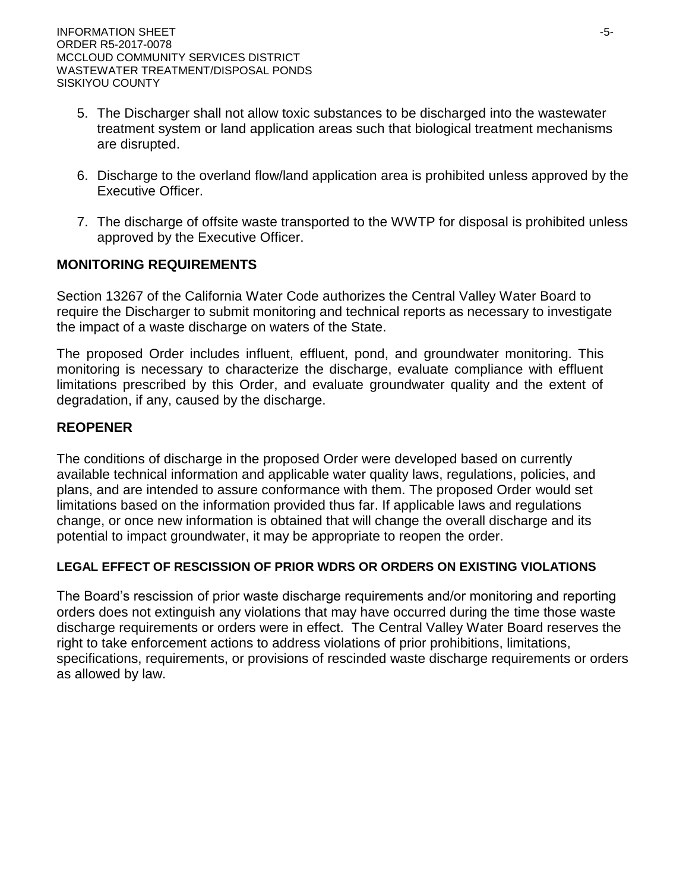5. The Discharger shall not allow toxic substances to be discharged into the wastewater treatment system or land application areas such that biological treatment mechanisms are disrupted.

6. Discharge to the overland flow/land application area is prohibited unless approved by the Executive Officer.

7. The discharge of offsite waste transported to the WWTP for disposal is prohibited unless approved by the Executive Officer.

## MONITORING REQUIREMENTS

Section 13267 of the California Water Code authorizes the Central Valley Water Board to require the Discharger to submit monitoring and technical reports as necessary to investigate the impact of a waste discharge on waters of the State.

The proposed Order includes influent, effluent, pond, and groundwater monitoring. This monitoring is necessary to characterize the discharge, evaluate compliance with effluent limitations prescribed by this Order, and evaluate groundwater quality and the extent of degradation, if any, caused by the discharge.

## REOPENER

The conditions of discharge in the proposed Order were developed based on currently available technical information and applicable water quality laws, regulations, policies, and plans, and are intended to assure conformance with them. The proposed Order would set limitations based on the information provided thus far. If applicable laws and regulations change, or once new information is obtained that will change the overall discharge and its potential to impact groundwater, it may be appropriate to reopen the order.

### LEGAL EFFECT OF RESCISSION OF PRIOR WDRS OR ORDERS ON EXISTING VIOLATIONS

The Board's rescission of prior waste discharge requirements and/or monitoring and reporting orders does not extinguish any violations that may have occurred during the time those waste discharge requirements or orders were in effect. The Central Valley Water Board reserves the right to take enforcement actions to address violations of prior prohibitions, limitations, specifications, requirements, or provisions of rescinded waste discharge requirements or orders as allowed by law.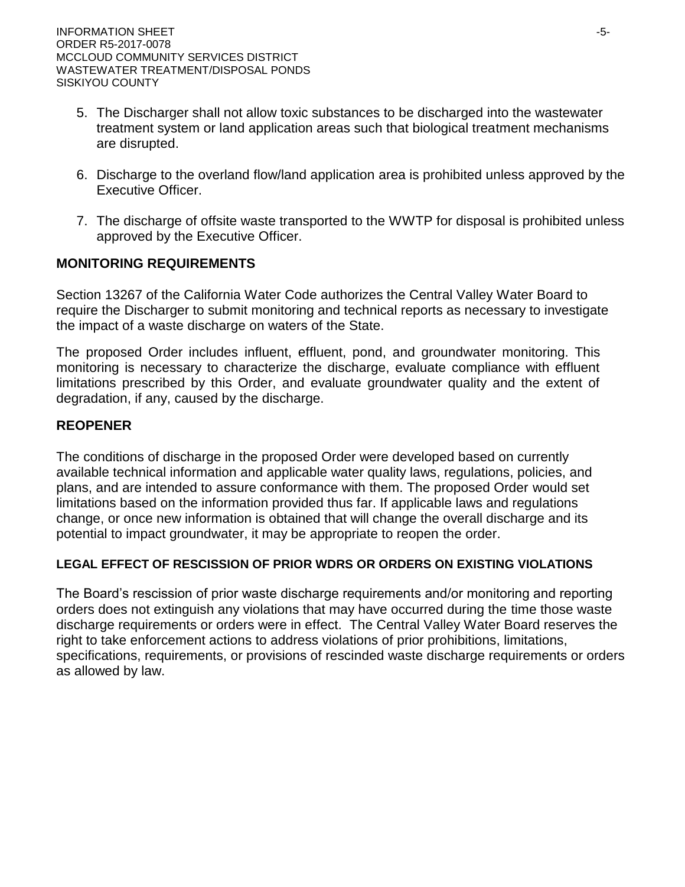5. The Discharger shall not allow toxic substances to be discharged into the wastewater treatment system or land application areas such that biological treatment mechanisms are disrupted.

6. Discharge to the overland flow/land application area is prohibited unless approved by the Executive Officer.

7. The discharge of offsite waste transported to the WWTP for disposal is prohibited unless approved by the Executive Officer.

## MONITORING REQUIREMENTS

Section 13267 of the California Water Code authorizes the Central Valley Water Board to require the Discharger to submit monitoring and technical reports as necessary to investigate the impact of a waste discharge on waters of the State.

The proposed Order includes influent, effluent, pond, and groundwater monitoring. This monitoring is necessary to characterize the discharge, evaluate compliance with effluent limitations prescribed by this Order, and evaluate groundwater quality and the extent of degradation, if any, caused by the discharge.

## REOPENER

The conditions of discharge in the proposed Order were developed based on currently available technical information and applicable water quality laws, regulations, policies, and plans, and are intended to assure conformance with them. The proposed Order would set limitations based on the information provided thus far. If applicable laws and regulations change, or once new information is obtained that will change the overall discharge and its potential to impact groundwater, it may be appropriate to reopen the order.

### LEGAL EFFECT OF RESCISSION OF PRIOR WDRS OR ORDERS ON EXISTING VIOLATIONS

The Board's rescission of prior waste discharge requirements and/or monitoring and reporting orders does not extinguish any violations that may have occurred during the time those waste discharge requirements or orders were in effect. The Central Valley Water Board reserves the right to take enforcement actions to address violations of prior prohibitions, limitations, specifications, requirements, or provisions of rescinded waste discharge requirements or orders as allowed by law.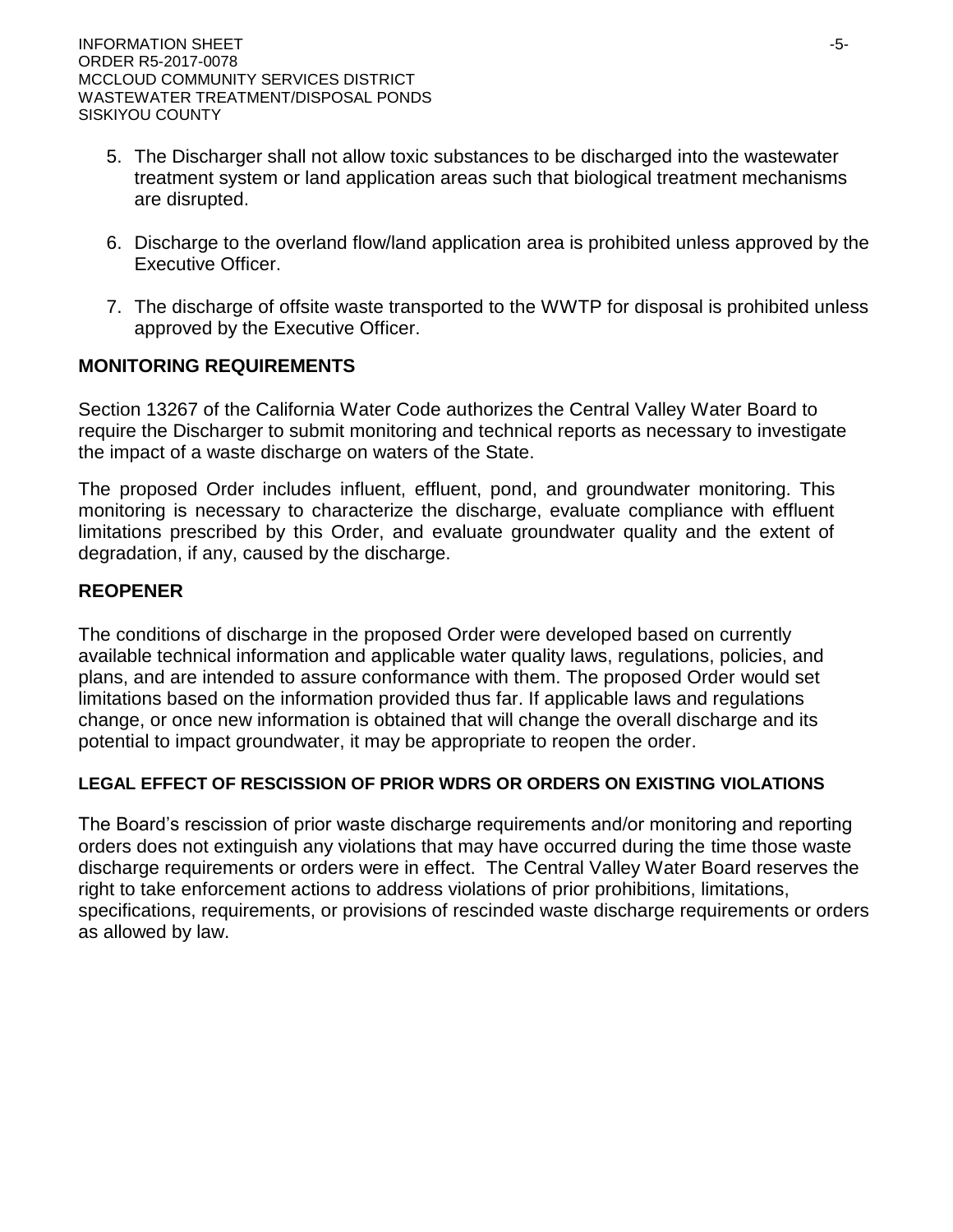5. The Discharger shall not allow toxic substances to be discharged into the wastewater treatment system or land application areas such that biological treatment mechanisms are disrupted.

6. Discharge to the overland flow/land application area is prohibited unless approved by the Executive Officer.

7. The discharge of offsite waste transported to the WWTP for disposal is prohibited unless approved by the Executive Officer.

## MONITORING REQUIREMENTS

Section 13267 of the California Water Code authorizes the Central Valley Water Board to require the Discharger to submit monitoring and technical reports as necessary to investigate the impact of a waste discharge on waters of the State.

The proposed Order includes influent, effluent, pond, and groundwater monitoring. This monitoring is necessary to characterize the discharge, evaluate compliance with effluent limitations prescribed by this Order, and evaluate groundwater quality and the extent of degradation, if any, caused by the discharge.

## REOPENER

The conditions of discharge in the proposed Order were developed based on currently available technical information and applicable water quality laws, regulations, policies, and plans, and are intended to assure conformance with them. The proposed Order would set limitations based on the information provided thus far. If applicable laws and regulations change, or once new information is obtained that will change the overall discharge and its potential to impact groundwater, it may be appropriate to reopen the order.

### LEGAL EFFECT OF RESCISSION OF PRIOR WDRS OR ORDERS ON EXISTING VIOLATIONS

The Board's rescission of prior waste discharge requirements and/or monitoring and reporting orders does not extinguish any violations that may have occurred during the time those waste discharge requirements or orders were in effect. The Central Valley Water Board reserves the right to take enforcement actions to address violations of prior prohibitions, limitations, specifications, requirements, or provisions of rescinded waste discharge requirements or orders as allowed by law.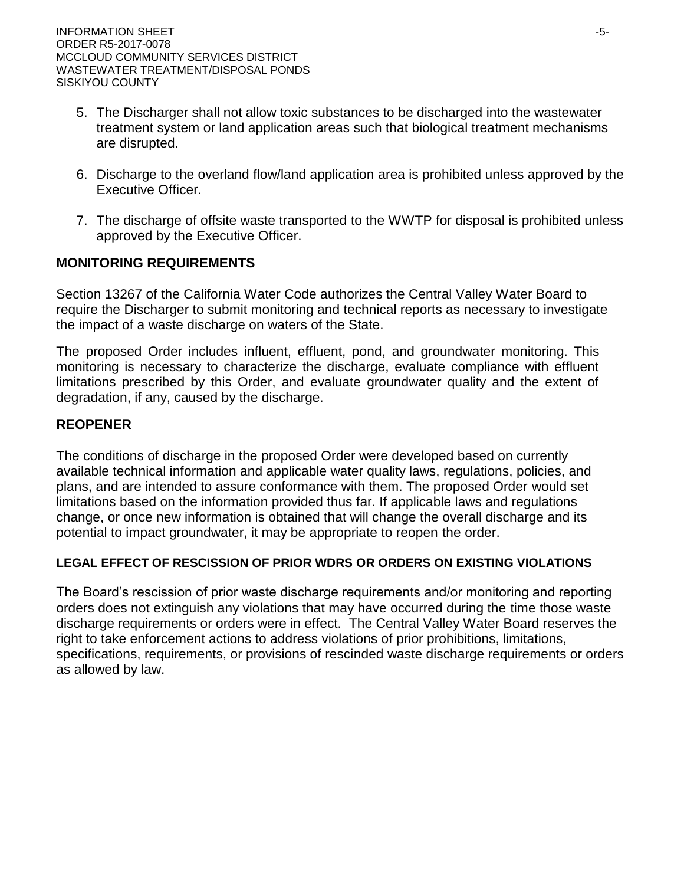5. The Discharger shall not allow toxic substances to be discharged into the wastewater treatment system or land application areas such that biological treatment mechanisms are disrupted.

6. Discharge to the overland flow/land application area is prohibited unless approved by the Executive Officer.

7. The discharge of offsite waste transported to the WWTP for disposal is prohibited unless approved by the Executive Officer.

## MONITORING REQUIREMENTS

Section 13267 of the California Water Code authorizes the Central Valley Water Board to require the Discharger to submit monitoring and technical reports as necessary to investigate the impact of a waste discharge on waters of the State.

The proposed Order includes influent, effluent, pond, and groundwater monitoring. This monitoring is necessary to characterize the discharge, evaluate compliance with effluent limitations prescribed by this Order, and evaluate groundwater quality and the extent of degradation, if any, caused by the discharge.

## REOPENER

The conditions of discharge in the proposed Order were developed based on currently available technical information and applicable water quality laws, regulations, policies, and plans, and are intended to assure conformance with them. The proposed Order would set limitations based on the information provided thus far. If applicable laws and regulations change, or once new information is obtained that will change the overall discharge and its potential to impact groundwater, it may be appropriate to reopen the order.

### LEGAL EFFECT OF RESCISSION OF PRIOR WDRS OR ORDERS ON EXISTING VIOLATIONS

The Board's rescission of prior waste discharge requirements and/or monitoring and reporting orders does not extinguish any violations that may have occurred during the time those waste discharge requirements or orders were in effect. The Central Valley Water Board reserves the right to take enforcement actions to address violations of prior prohibitions, limitations, specifications, requirements, or provisions of rescinded waste discharge requirements or orders as allowed by law.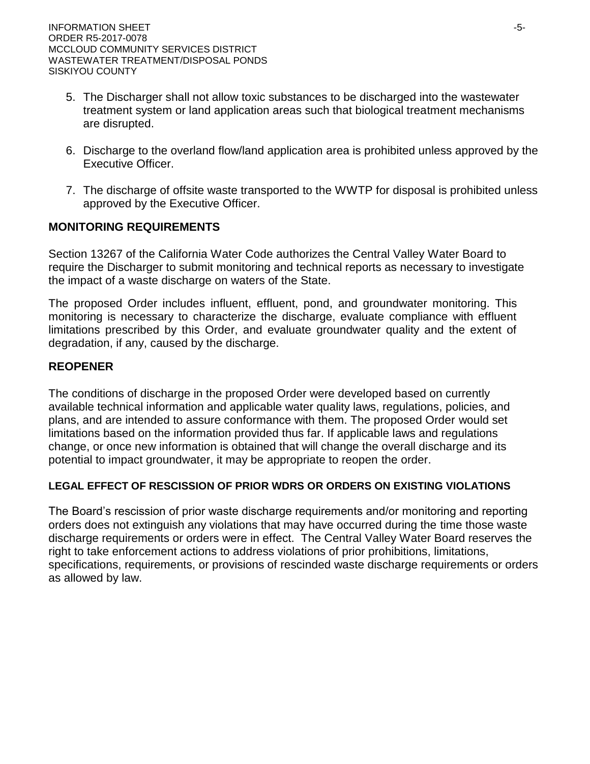5. The Discharger shall not allow toxic substances to be discharged into the wastewater treatment system or land application areas such that biological treatment mechanisms are disrupted.

6. Discharge to the overland flow/land application area is prohibited unless approved by the Executive Officer.

7. The discharge of offsite waste transported to the WWTP for disposal is prohibited unless approved by the Executive Officer.

## MONITORING REQUIREMENTS

Section 13267 of the California Water Code authorizes the Central Valley Water Board to require the Discharger to submit monitoring and technical reports as necessary to investigate the impact of a waste discharge on waters of the State.

The proposed Order includes influent, effluent, pond, and groundwater monitoring. This monitoring is necessary to characterize the discharge, evaluate compliance with effluent limitations prescribed by this Order, and evaluate groundwater quality and the extent of degradation, if any, caused by the discharge.

## REOPENER

The conditions of discharge in the proposed Order were developed based on currently available technical information and applicable water quality laws, regulations, policies, and plans, and are intended to assure conformance with them. The proposed Order would set limitations based on the information provided thus far. If applicable laws and regulations change, or once new information is obtained that will change the overall discharge and its potential to impact groundwater, it may be appropriate to reopen the order.

### LEGAL EFFECT OF RESCISSION OF PRIOR WDRS OR ORDERS ON EXISTING VIOLATIONS

The Board's rescission of prior waste discharge requirements and/or monitoring and reporting orders does not extinguish any violations that may have occurred during the time those waste discharge requirements or orders were in effect. The Central Valley Water Board reserves the right to take enforcement actions to address violations of prior prohibitions, limitations, specifications, requirements, or provisions of rescinded waste discharge requirements or orders as allowed by law.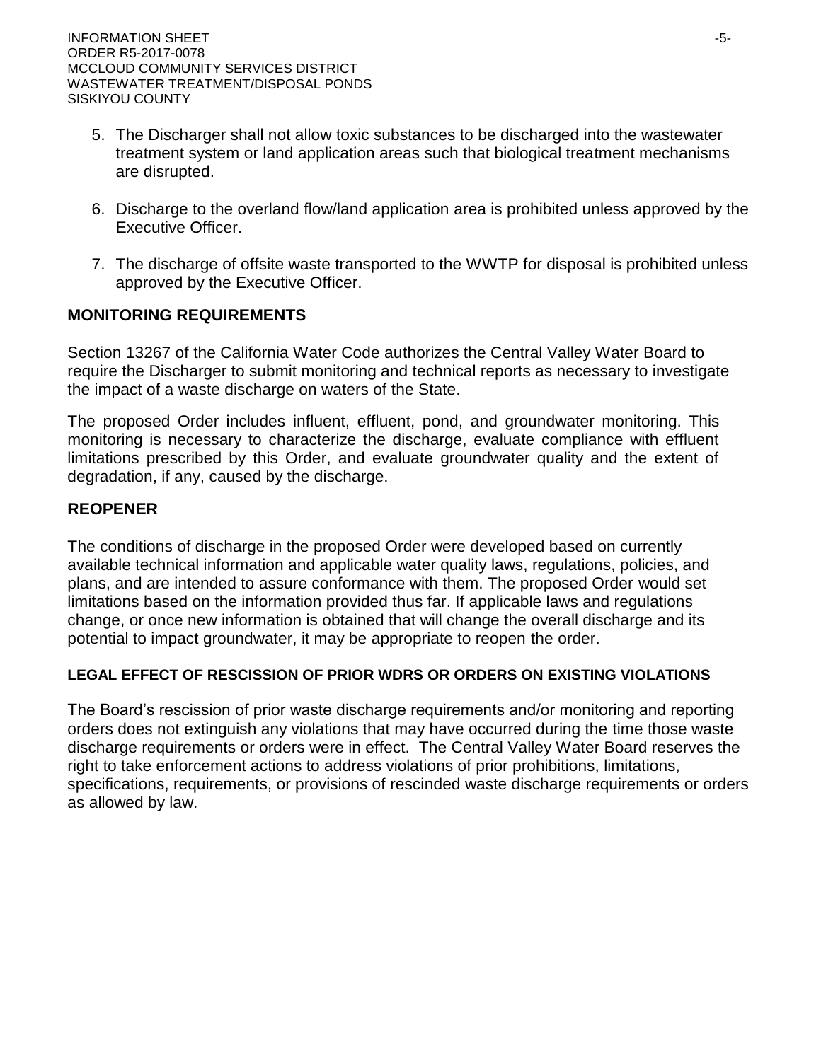5. The Discharger shall not allow toxic substances to be discharged into the wastewater treatment system or land application areas such that biological treatment mechanisms are disrupted.

6. Discharge to the overland flow/land application area is prohibited unless approved by the Executive Officer.

7. The discharge of offsite waste transported to the WWTP for disposal is prohibited unless approved by the Executive Officer.

## MONITORING REQUIREMENTS

Section 13267 of the California Water Code authorizes the Central Valley Water Board to require the Discharger to submit monitoring and technical reports as necessary to investigate the impact of a waste discharge on waters of the State.

The proposed Order includes influent, effluent, pond, and groundwater monitoring. This monitoring is necessary to characterize the discharge, evaluate compliance with effluent limitations prescribed by this Order, and evaluate groundwater quality and the extent of degradation, if any, caused by the discharge.

## REOPENER

The conditions of discharge in the proposed Order were developed based on currently available technical information and applicable water quality laws, regulations, policies, and plans, and are intended to assure conformance with them. The proposed Order would set limitations based on the information provided thus far. If applicable laws and regulations change, or once new information is obtained that will change the overall discharge and its potential to impact groundwater, it may be appropriate to reopen the order.

### LEGAL EFFECT OF RESCISSION OF PRIOR WDRS OR ORDERS ON EXISTING VIOLATIONS

The Board's rescission of prior waste discharge requirements and/or monitoring and reporting orders does not extinguish any violations that may have occurred during the time those waste discharge requirements or orders were in effect. The Central Valley Water Board reserves the right to take enforcement actions to address violations of prior prohibitions, limitations, specifications, requirements, or provisions of rescinded waste discharge requirements or orders as allowed by law.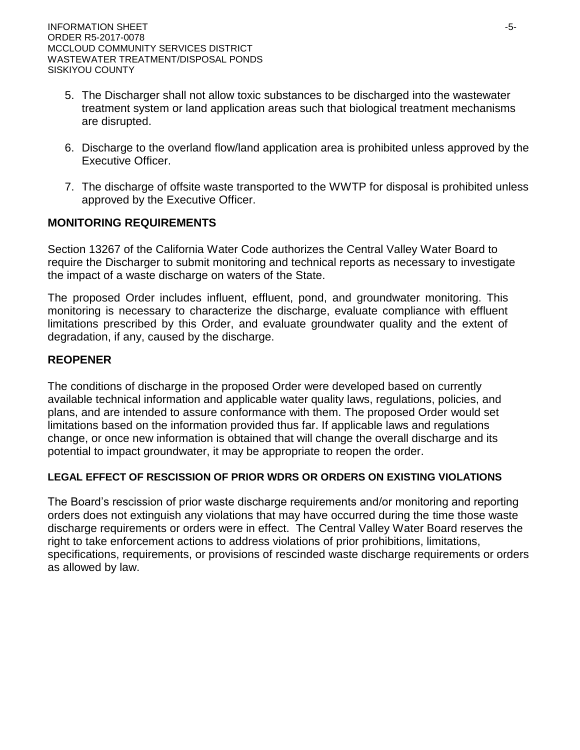5. The Discharger shall not allow toxic substances to be discharged into the wastewater treatment system or land application areas such that biological treatment mechanisms are disrupted.

6. Discharge to the overland flow/land application area is prohibited unless approved by the Executive Officer.

7. The discharge of offsite waste transported to the WWTP for disposal is prohibited unless approved by the Executive Officer.

## MONITORING REQUIREMENTS

Section 13267 of the California Water Code authorizes the Central Valley Water Board to require the Discharger to submit monitoring and technical reports as necessary to investigate the impact of a waste discharge on waters of the State.

The proposed Order includes influent, effluent, pond, and groundwater monitoring. This monitoring is necessary to characterize the discharge, evaluate compliance with effluent limitations prescribed by this Order, and evaluate groundwater quality and the extent of degradation, if any, caused by the discharge.

## REOPENER

The conditions of discharge in the proposed Order were developed based on currently available technical information and applicable water quality laws, regulations, policies, and plans, and are intended to assure conformance with them. The proposed Order would set limitations based on the information provided thus far. If applicable laws and regulations change, or once new information is obtained that will change the overall discharge and its potential to impact groundwater, it may be appropriate to reopen the order.

### LEGAL EFFECT OF RESCISSION OF PRIOR WDRS OR ORDERS ON EXISTING VIOLATIONS

The Board's rescission of prior waste discharge requirements and/or monitoring and reporting orders does not extinguish any violations that may have occurred during the time those waste discharge requirements or orders were in effect. The Central Valley Water Board reserves the right to take enforcement actions to address violations of prior prohibitions, limitations, specifications, requirements, or provisions of rescinded waste discharge requirements or orders as allowed by law.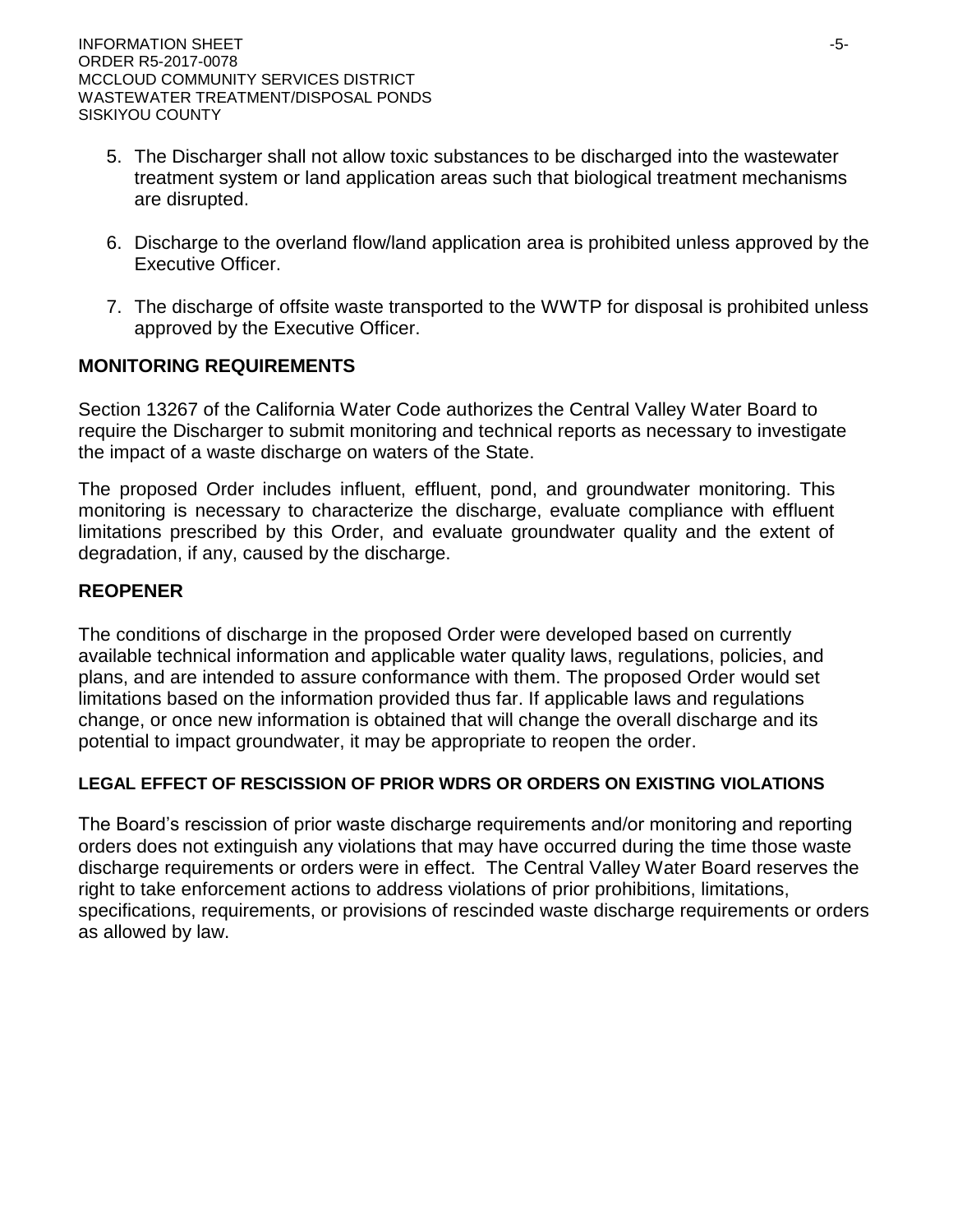5. The Discharger shall not allow toxic substances to be discharged into the wastewater treatment system or land application areas such that biological treatment mechanisms are disrupted.

6. Discharge to the overland flow/land application area is prohibited unless approved by the Executive Officer.

7. The discharge of offsite waste transported to the WWTP for disposal is prohibited unless approved by the Executive Officer.

## MONITORING REQUIREMENTS

Section 13267 of the California Water Code authorizes the Central Valley Water Board to require the Discharger to submit monitoring and technical reports as necessary to investigate the impact of a waste discharge on waters of the State.

The proposed Order includes influent, effluent, pond, and groundwater monitoring. This monitoring is necessary to characterize the discharge, evaluate compliance with effluent limitations prescribed by this Order, and evaluate groundwater quality and the extent of degradation, if any, caused by the discharge.

## REOPENER

The conditions of discharge in the proposed Order were developed based on currently available technical information and applicable water quality laws, regulations, policies, and plans, and are intended to assure conformance with them. The proposed Order would set limitations based on the information provided thus far. If applicable laws and regulations change, or once new information is obtained that will change the overall discharge and its potential to impact groundwater, it may be appropriate to reopen the order.

### LEGAL EFFECT OF RESCISSION OF PRIOR WDRS OR ORDERS ON EXISTING VIOLATIONS

The Board's rescission of prior waste discharge requirements and/or monitoring and reporting orders does not extinguish any violations that may have occurred during the time those waste discharge requirements or orders were in effect. The Central Valley Water Board reserves the right to take enforcement actions to address violations of prior prohibitions, limitations, specifications, requirements, or provisions of rescinded waste discharge requirements or orders as allowed by law.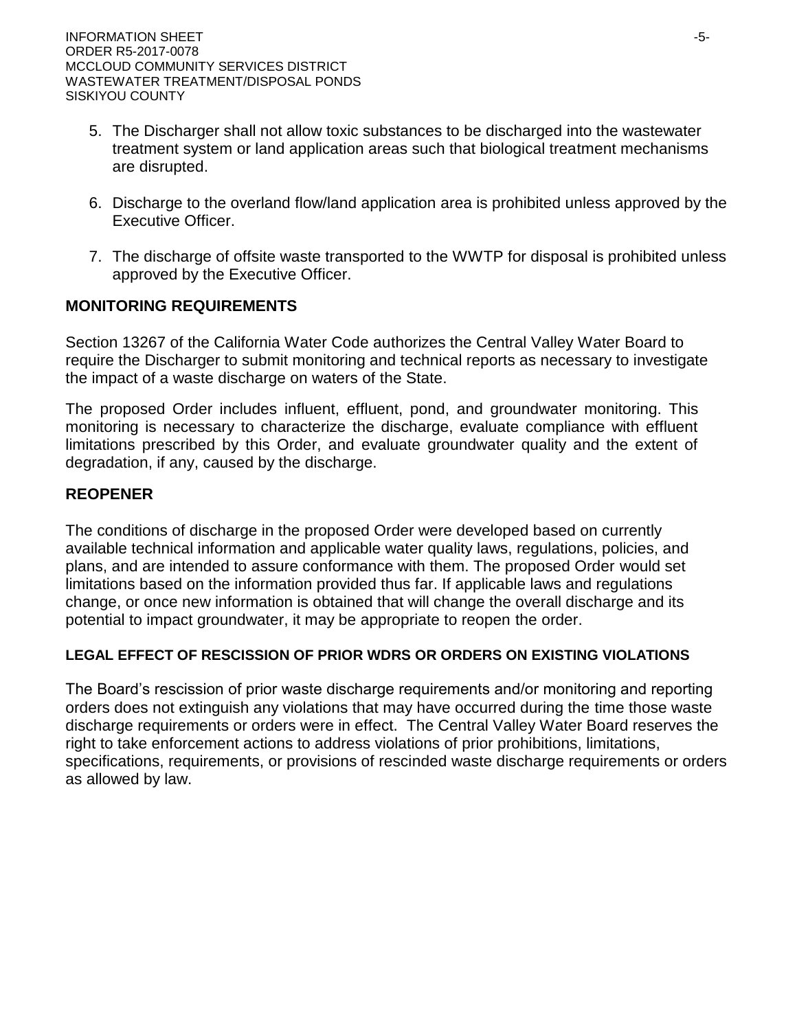5. The Discharger shall not allow toxic substances to be discharged into the wastewater treatment system or land application areas such that biological treatment mechanisms are disrupted.

6. Discharge to the overland flow/land application area is prohibited unless approved by the Executive Officer.

7. The discharge of offsite waste transported to the WWTP for disposal is prohibited unless approved by the Executive Officer.

## MONITORING REQUIREMENTS

Section 13267 of the California Water Code authorizes the Central Valley Water Board to require the Discharger to submit monitoring and technical reports as necessary to investigate the impact of a waste discharge on waters of the State.

The proposed Order includes influent, effluent, pond, and groundwater monitoring. This monitoring is necessary to characterize the discharge, evaluate compliance with effluent limitations prescribed by this Order, and evaluate groundwater quality and the extent of degradation, if any, caused by the discharge.

## REOPENER

The conditions of discharge in the proposed Order were developed based on currently available technical information and applicable water quality laws, regulations, policies, and plans, and are intended to assure conformance with them. The proposed Order would set limitations based on the information provided thus far. If applicable laws and regulations change, or once new information is obtained that will change the overall discharge and its potential to impact groundwater, it may be appropriate to reopen the order.

### LEGAL EFFECT OF RESCISSION OF PRIOR WDRS OR ORDERS ON EXISTING VIOLATIONS

The Board's rescission of prior waste discharge requirements and/or monitoring and reporting orders does not extinguish any violations that may have occurred during the time those waste discharge requirements or orders were in effect. The Central Valley Water Board reserves the right to take enforcement actions to address violations of prior prohibitions, limitations, specifications, requirements, or provisions of rescinded waste discharge requirements or orders as allowed by law.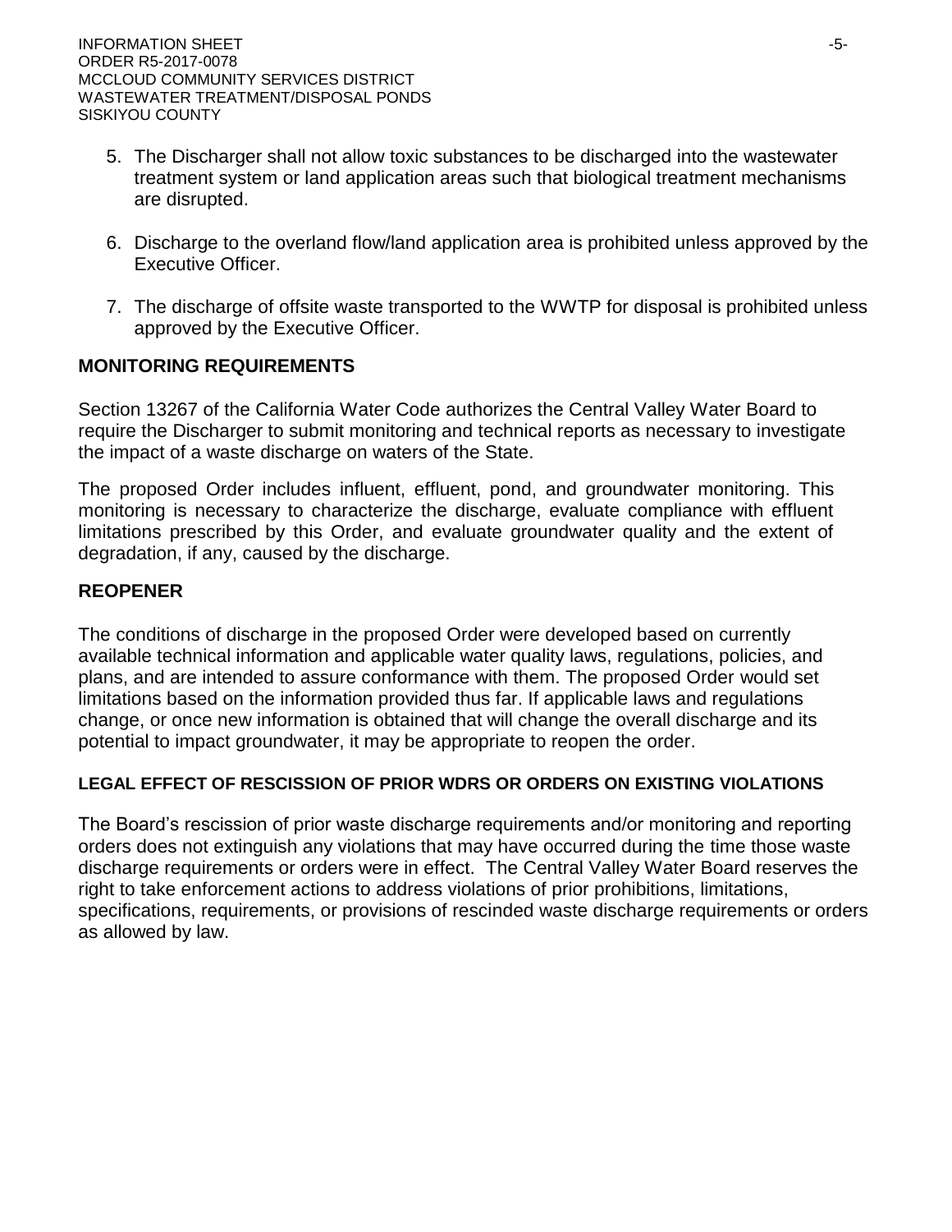5. The Discharger shall not allow toxic substances to be discharged into the wastewater treatment system or land application areas such that biological treatment mechanisms are disrupted.

6. Discharge to the overland flow/land application area is prohibited unless approved by the Executive Officer.

7. The discharge of offsite waste transported to the WWTP for disposal is prohibited unless approved by the Executive Officer.

## MONITORING REQUIREMENTS

Section 13267 of the California Water Code authorizes the Central Valley Water Board to require the Discharger to submit monitoring and technical reports as necessary to investigate the impact of a waste discharge on waters of the State.

The proposed Order includes influent, effluent, pond, and groundwater monitoring. This monitoring is necessary to characterize the discharge, evaluate compliance with effluent limitations prescribed by this Order, and evaluate groundwater quality and the extent of degradation, if any, caused by the discharge.

## REOPENER

The conditions of discharge in the proposed Order were developed based on currently available technical information and applicable water quality laws, regulations, policies, and plans, and are intended to assure conformance with them. The proposed Order would set limitations based on the information provided thus far. If applicable laws and regulations change, or once new information is obtained that will change the overall discharge and its potential to impact groundwater, it may be appropriate to reopen the order.

### LEGAL EFFECT OF RESCISSION OF PRIOR WDRS OR ORDERS ON EXISTING VIOLATIONS

The Board's rescission of prior waste discharge requirements and/or monitoring and reporting orders does not extinguish any violations that may have occurred during the time those waste discharge requirements or orders were in effect. The Central Valley Water Board reserves the right to take enforcement actions to address violations of prior prohibitions, limitations, specifications, requirements, or provisions of rescinded waste discharge requirements or orders as allowed by law.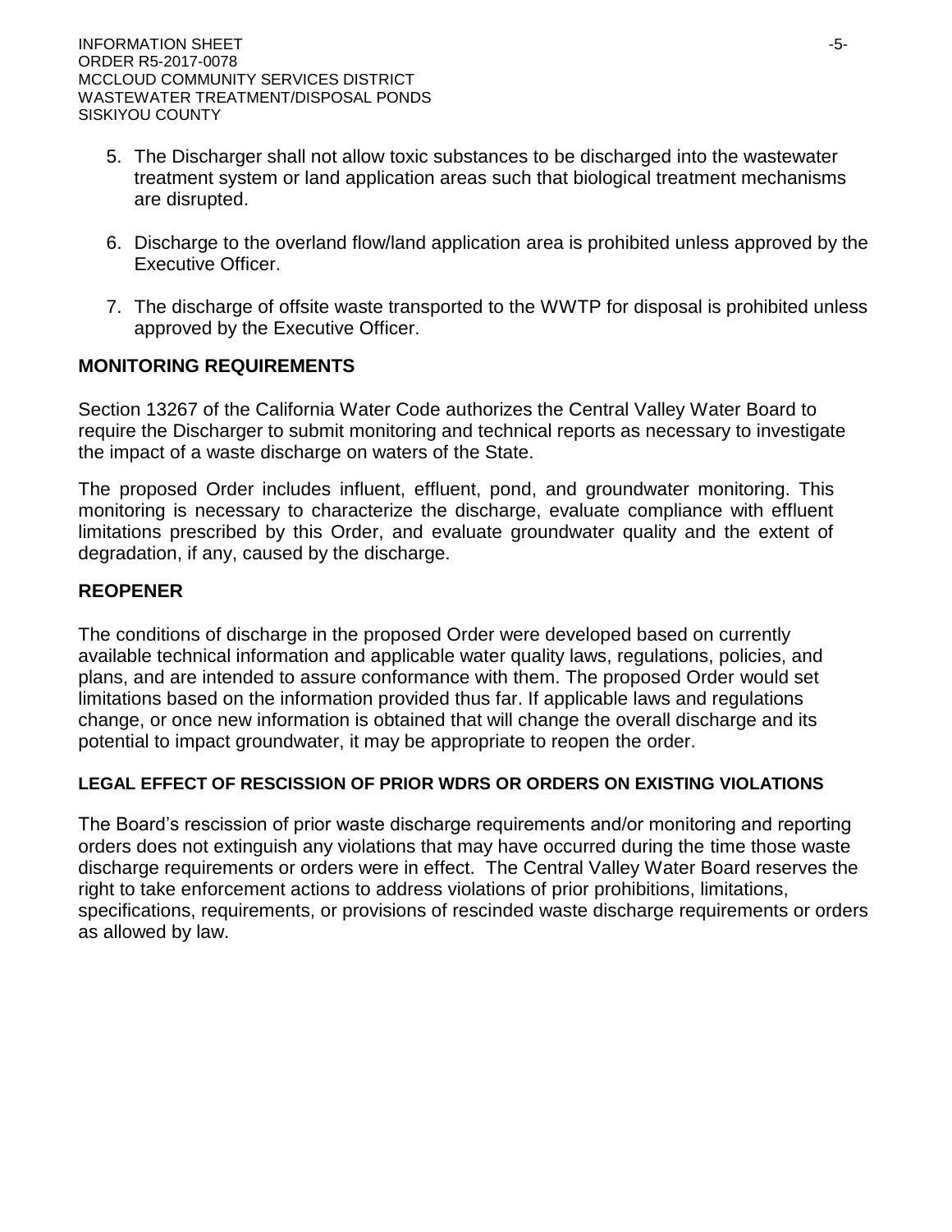5. The Discharger shall not allow toxic substances to be discharged into the wastewater treatment system or land application areas such that biological treatment mechanisms are disrupted.

6. Discharge to the overland flow/land application area is prohibited unless approved by the Executive Officer.

7. The discharge of offsite waste transported to the WWTP for disposal is prohibited unless approved by the Executive Officer.

## MONITORING REQUIREMENTS

Section 13267 of the California Water Code authorizes the Central Valley Water Board to require the Discharger to submit monitoring and technical reports as necessary to investigate the impact of a waste discharge on waters of the State.

The proposed Order includes influent, effluent, pond, and groundwater monitoring. This monitoring is necessary to characterize the discharge, evaluate compliance with effluent limitations prescribed by this Order, and evaluate groundwater quality and the extent of degradation, if any, caused by the discharge.

## REOPENER

The conditions of discharge in the proposed Order were developed based on currently available technical information and applicable water quality laws, regulations, policies, and plans, and are intended to assure conformance with them. The proposed Order would set limitations based on the information provided thus far. If applicable laws and regulations change, or once new information is obtained that will change the overall discharge and its potential to impact groundwater, it may be appropriate to reopen the order.

### LEGAL EFFECT OF RESCISSION OF PRIOR WDRS OR ORDERS ON EXISTING VIOLATIONS

The Board's rescission of prior waste discharge requirements and/or monitoring and reporting orders does not extinguish any violations that may have occurred during the time those waste discharge requirements or orders were in effect. The Central Valley Water Board reserves the right to take enforcement actions to address violations of prior prohibitions, limitations, specifications, requirements, or provisions of rescinded waste discharge requirements or orders as allowed by law.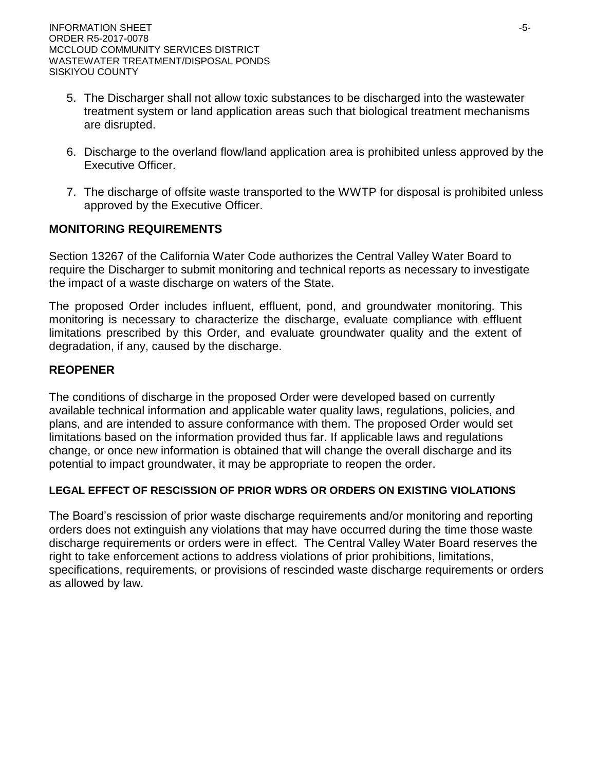5. The Discharger shall not allow toxic substances to be discharged into the wastewater treatment system or land application areas such that biological treatment mechanisms are disrupted.

6. Discharge to the overland flow/land application area is prohibited unless approved by the Executive Officer.

7. The discharge of offsite waste transported to the WWTP for disposal is prohibited unless approved by the Executive Officer.

## MONITORING REQUIREMENTS

Section 13267 of the California Water Code authorizes the Central Valley Water Board to require the Discharger to submit monitoring and technical reports as necessary to investigate the impact of a waste discharge on waters of the State.

The proposed Order includes influent, effluent, pond, and groundwater monitoring. This monitoring is necessary to characterize the discharge, evaluate compliance with effluent limitations prescribed by this Order, and evaluate groundwater quality and the extent of degradation, if any, caused by the discharge.

## REOPENER

The conditions of discharge in the proposed Order were developed based on currently available technical information and applicable water quality laws, regulations, policies, and plans, and are intended to assure conformance with them. The proposed Order would set limitations based on the information provided thus far. If applicable laws and regulations change, or once new information is obtained that will change the overall discharge and its potential to impact groundwater, it may be appropriate to reopen the order.

### LEGAL EFFECT OF RESCISSION OF PRIOR WDRS OR ORDERS ON EXISTING VIOLATIONS

The Board's rescission of prior waste discharge requirements and/or monitoring and reporting orders does not extinguish any violations that may have occurred during the time those waste discharge requirements or orders were in effect. The Central Valley Water Board reserves the right to take enforcement actions to address violations of prior prohibitions, limitations, specifications, requirements, or provisions of rescinded waste discharge requirements or orders as allowed by law.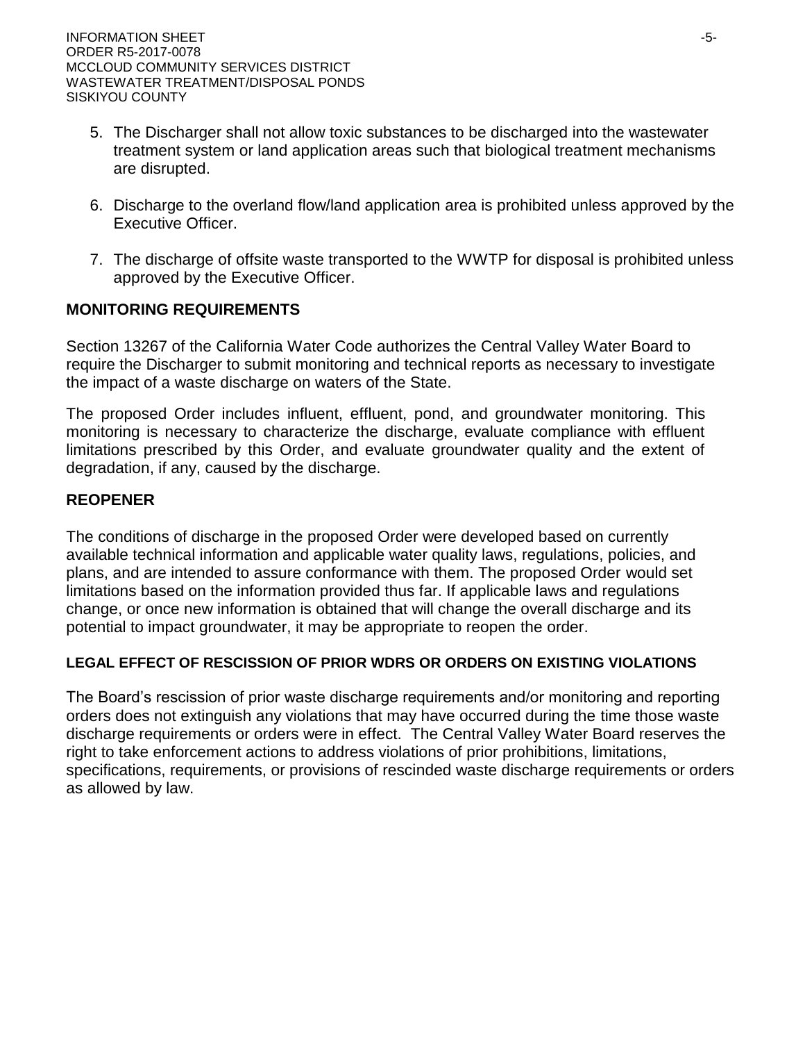5. The Discharger shall not allow toxic substances to be discharged into the wastewater treatment system or land application areas such that biological treatment mechanisms are disrupted.

6. Discharge to the overland flow/land application area is prohibited unless approved by the Executive Officer.

7. The discharge of offsite waste transported to the WWTP for disposal is prohibited unless approved by the Executive Officer.

## MONITORING REQUIREMENTS

Section 13267 of the California Water Code authorizes the Central Valley Water Board to require the Discharger to submit monitoring and technical reports as necessary to investigate the impact of a waste discharge on waters of the State.

The proposed Order includes influent, effluent, pond, and groundwater monitoring. This monitoring is necessary to characterize the discharge, evaluate compliance with effluent limitations prescribed by this Order, and evaluate groundwater quality and the extent of degradation, if any, caused by the discharge.

## REOPENER

The conditions of discharge in the proposed Order were developed based on currently available technical information and applicable water quality laws, regulations, policies, and plans, and are intended to assure conformance with them. The proposed Order would set limitations based on the information provided thus far. If applicable laws and regulations change, or once new information is obtained that will change the overall discharge and its potential to impact groundwater, it may be appropriate to reopen the order.

### LEGAL EFFECT OF RESCISSION OF PRIOR WDRS OR ORDERS ON EXISTING VIOLATIONS

The Board's rescission of prior waste discharge requirements and/or monitoring and reporting orders does not extinguish any violations that may have occurred during the time those waste discharge requirements or orders were in effect. The Central Valley Water Board reserves the right to take enforcement actions to address violations of prior prohibitions, limitations, specifications, requirements, or provisions of rescinded waste discharge requirements or orders as allowed by law.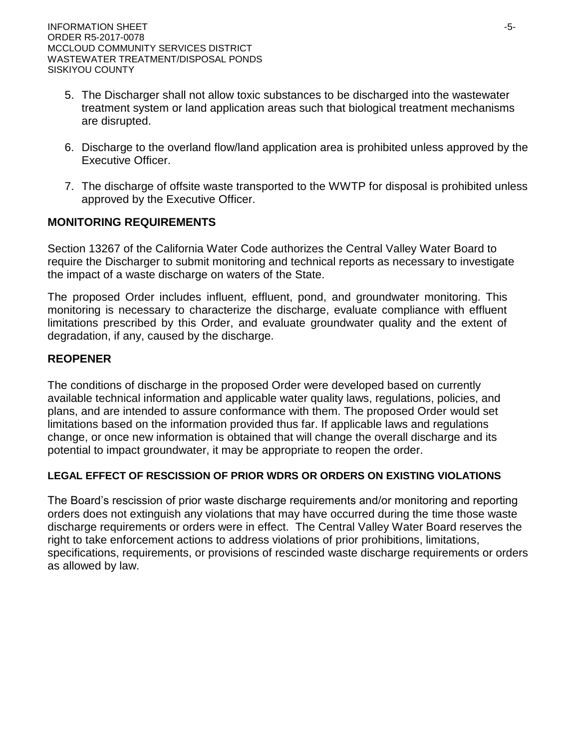5. The Discharger shall not allow toxic substances to be discharged into the wastewater treatment system or land application areas such that biological treatment mechanisms are disrupted.

6. Discharge to the overland flow/land application area is prohibited unless approved by the Executive Officer.

7. The discharge of offsite waste transported to the WWTP for disposal is prohibited unless approved by the Executive Officer.

## MONITORING REQUIREMENTS

Section 13267 of the California Water Code authorizes the Central Valley Water Board to require the Discharger to submit monitoring and technical reports as necessary to investigate the impact of a waste discharge on waters of the State.

The proposed Order includes influent, effluent, pond, and groundwater monitoring. This monitoring is necessary to characterize the discharge, evaluate compliance with effluent limitations prescribed by this Order, and evaluate groundwater quality and the extent of degradation, if any, caused by the discharge.

## REOPENER

The conditions of discharge in the proposed Order were developed based on currently available technical information and applicable water quality laws, regulations, policies, and plans, and are intended to assure conformance with them. The proposed Order would set limitations based on the information provided thus far. If applicable laws and regulations change, or once new information is obtained that will change the overall discharge and its potential to impact groundwater, it may be appropriate to reopen the order.

### LEGAL EFFECT OF RESCISSION OF PRIOR WDRS OR ORDERS ON EXISTING VIOLATIONS

The Board's rescission of prior waste discharge requirements and/or monitoring and reporting orders does not extinguish any violations that may have occurred during the time those waste discharge requirements or orders were in effect. The Central Valley Water Board reserves the right to take enforcement actions to address violations of prior prohibitions, limitations, specifications, requirements, or provisions of rescinded waste discharge requirements or orders as allowed by law.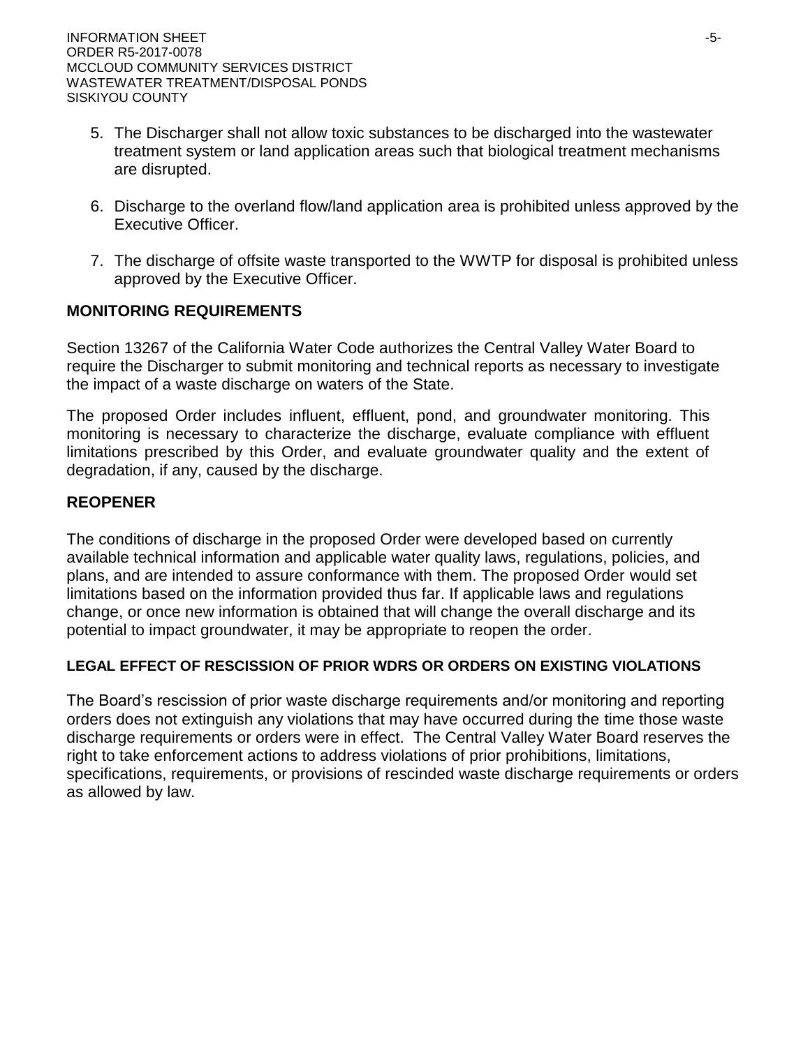5. The Discharger shall not allow toxic substances to be discharged into the wastewater treatment system or land application areas such that biological treatment mechanisms are disrupted.

6. Discharge to the overland flow/land application area is prohibited unless approved by the Executive Officer.

7. The discharge of offsite waste transported to the WWTP for disposal is prohibited unless approved by the Executive Officer.

## MONITORING REQUIREMENTS

Section 13267 of the California Water Code authorizes the Central Valley Water Board to require the Discharger to submit monitoring and technical reports as necessary to investigate the impact of a waste discharge on waters of the State.

The proposed Order includes influent, effluent, pond, and groundwater monitoring. This monitoring is necessary to characterize the discharge, evaluate compliance with effluent limitations prescribed by this Order, and evaluate groundwater quality and the extent of degradation, if any, caused by the discharge.

## REOPENER

The conditions of discharge in the proposed Order were developed based on currently available technical information and applicable water quality laws, regulations, policies, and plans, and are intended to assure conformance with them. The proposed Order would set limitations based on the information provided thus far. If applicable laws and regulations change, or once new information is obtained that will change the overall discharge and its potential to impact groundwater, it may be appropriate to reopen the order.

### LEGAL EFFECT OF RESCISSION OF PRIOR WDRS OR ORDERS ON EXISTING VIOLATIONS

The Board's rescission of prior waste discharge requirements and/or monitoring and reporting orders does not extinguish any violations that may have occurred during the time those waste discharge requirements or orders were in effect. The Central Valley Water Board reserves the right to take enforcement actions to address violations of prior prohibitions, limitations, specifications, requirements, or provisions of rescinded waste discharge requirements or orders as allowed by law.